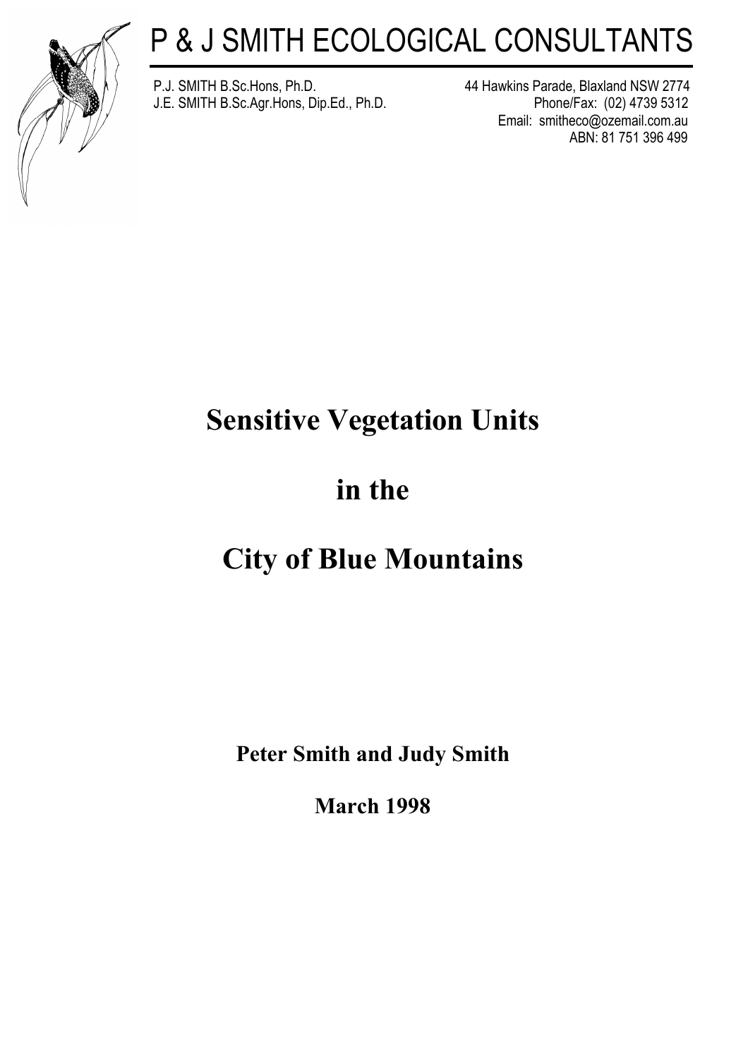# P & J SMITH ECOLOGICAL CONSULTANTS

P.J. SMITH B.Sc.Hons, Ph.D.
J.E. SMITH B.Sc.Agr.Hons, Dip.Ed., Ph.D.

44 Hawkins Parade, Blaxland NSW 2774
Phone/Fax: (02) 4739 5312
Email: smitheco@ozemail.com.au
ABN: 81 751 396 499

# Sensitive Vegetation Units

# in the

# City of Blue Mountains

**Peter Smith and Judy Smith**

**March 1998**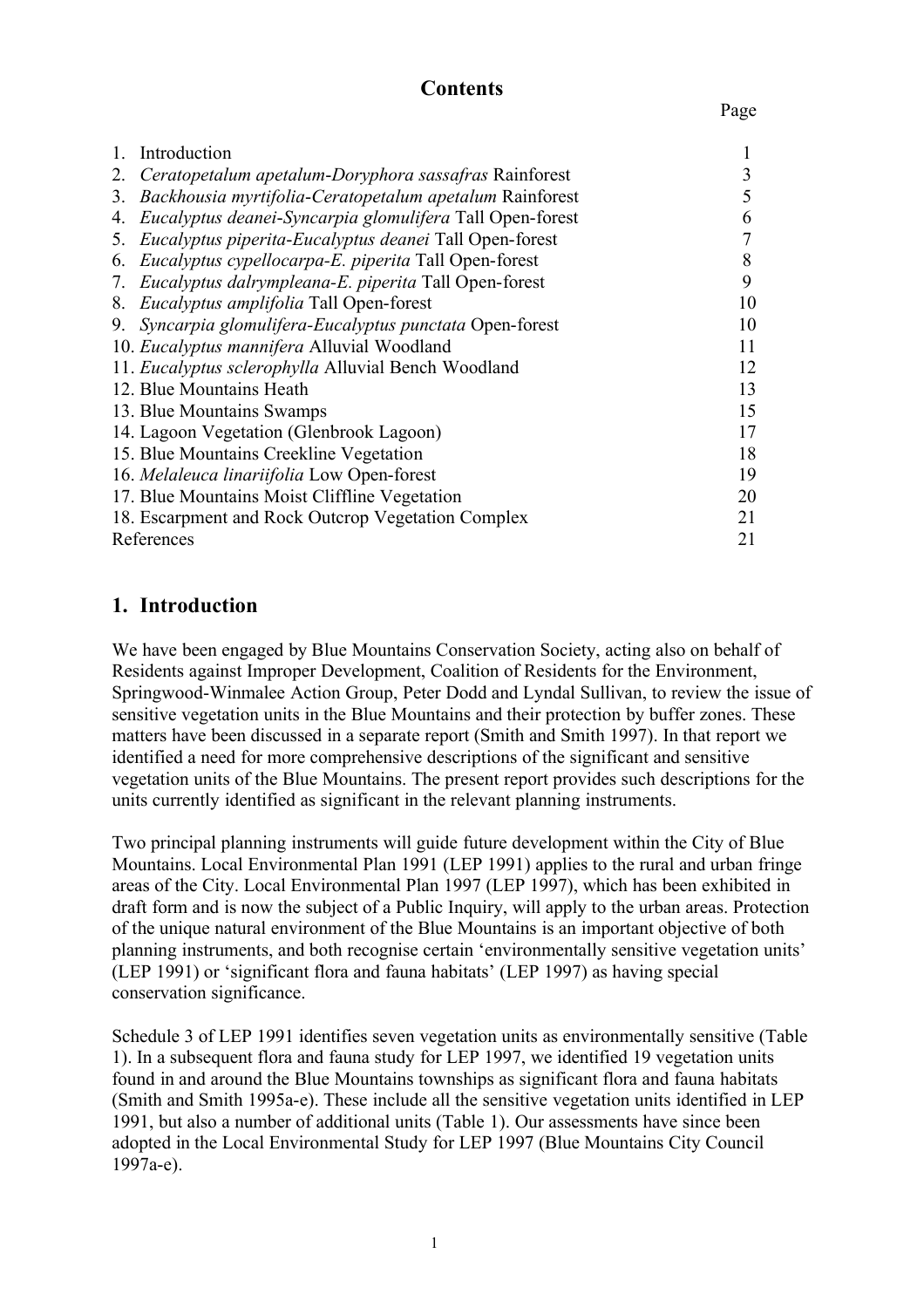# Contents

| | | Page |
|---|---|---|
| 1. | Introduction | 1 |
| 2. | *Ceratopetalum apetalum-Doryphora sassafras* Rainforest | 3 |
| 3. | *Backhousia myrtifolia-Ceratopetalum apetalum* Rainforest | 5 |
| 4. | *Eucalyptus deanei-Syncarpia glomulifera* Tall Open-forest | 6 |
| 5. | *Eucalyptus piperita-Eucalyptus deanei* Tall Open-forest | 7 |
| 6. | *Eucalyptus cypellocarpa-E. piperita* Tall Open-forest | 8 |
| 7. | *Eucalyptus dalrympleana-E. piperita* Tall Open-forest | 9 |
| 8. | *Eucalyptus amplifolia* Tall Open-forest | 10 |
| 9. | *Syncarpia glomulifera-Eucalyptus punctata* Open-forest | 10 |
| 10. | *Eucalyptus mannifera* Alluvial Woodland | 11 |
| 11. | *Eucalyptus sclerophylla* Alluvial Bench Woodland | 12 |
| 12. | Blue Mountains Heath | 13 |
| 13. | Blue Mountains Swamps | 15 |
| 14. | Lagoon Vegetation (Glenbrook Lagoon) | 17 |
| 15. | Blue Mountains Creekline Vegetation | 18 |
| 16. | *Melaleuca linariifolia* Low Open-forest | 19 |
| 17. | Blue Mountains Moist Cliffline Vegetation | 20 |
| 18. | Escarpment and Rock Outcrop Vegetation Complex | 21 |
| | References | 21 |

## 1. Introduction

We have been engaged by Blue Mountains Conservation Society, acting also on behalf of Residents against Improper Development, Coalition of Residents for the Environment, Springwood-Winmalee Action Group, Peter Dodd and Lyndal Sullivan, to review the issue of sensitive vegetation units in the Blue Mountains and their protection by buffer zones. These matters have been discussed in a separate report (Smith and Smith 1997). In that report we identified a need for more comprehensive descriptions of the significant and sensitive vegetation units of the Blue Mountains. The present report provides such descriptions for the units currently identified as significant in the relevant planning instruments.

Two principal planning instruments will guide future development within the City of Blue Mountains. Local Environmental Plan 1991 (LEP 1991) applies to the rural and urban fringe areas of the City. Local Environmental Plan 1997 (LEP 1997), which has been exhibited in draft form and is now the subject of a Public Inquiry, will apply to the urban areas. Protection of the unique natural environment of the Blue Mountains is an important objective of both planning instruments, and both recognise certain 'environmentally sensitive vegetation units' (LEP 1991) or 'significant flora and fauna habitats' (LEP 1997) as having special conservation significance.

Schedule 3 of LEP 1991 identifies seven vegetation units as environmentally sensitive (Table 1). In a subsequent flora and fauna study for LEP 1997, we identified 19 vegetation units found in and around the Blue Mountains townships as significant flora and fauna habitats (Smith and Smith 1995a-e). These include all the sensitive vegetation units identified in LEP 1991, but also a number of additional units (Table 1). Our assessments have since been adopted in the Local Environmental Study for LEP 1997 (Blue Mountains City Council 1997a-e).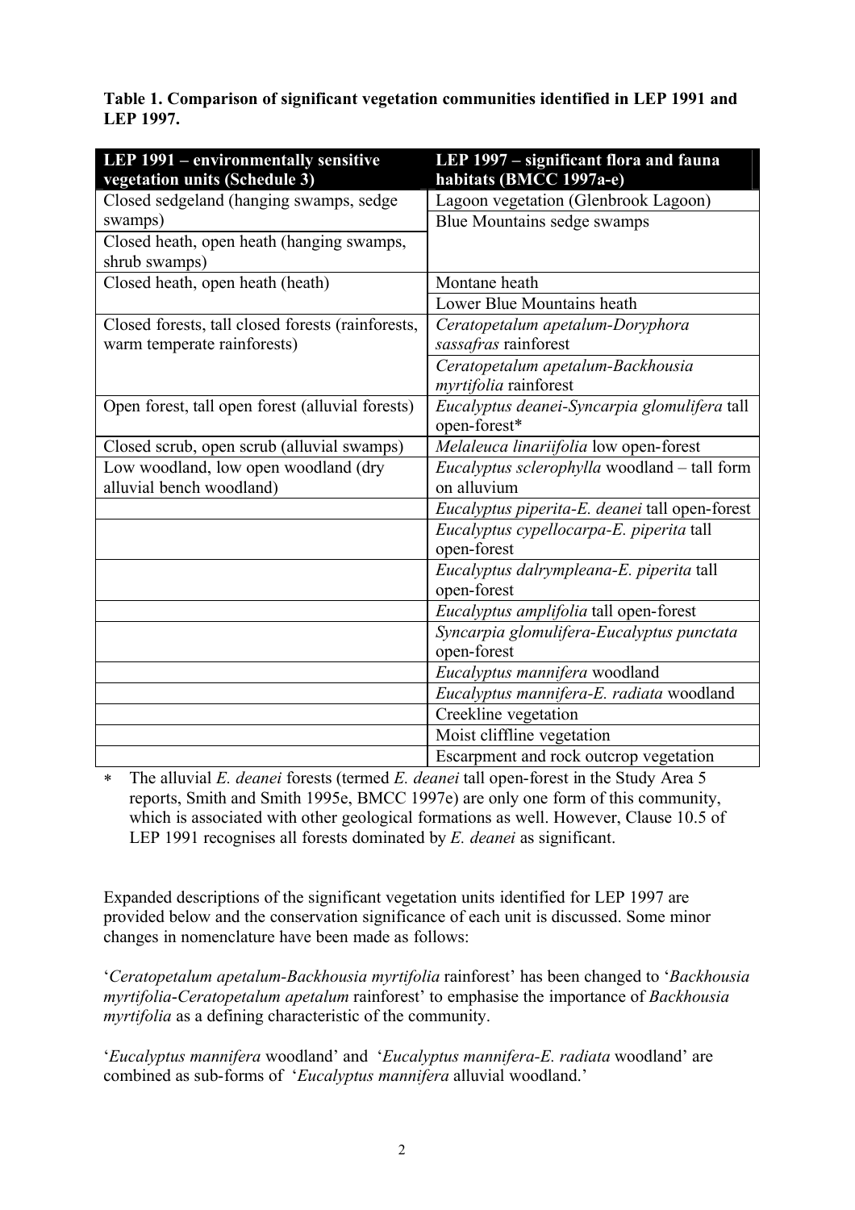**Table 1. Comparison of significant vegetation communities identified in LEP 1991 and LEP 1997.**

| LEP 1991 – environmentally sensitive vegetation units (Schedule 3) | LEP 1997 – significant flora and fauna habitats (BMCC 1997a-e) |
|---|---|
| Closed sedgeland (hanging swamps, sedge swamps) | Lagoon vegetation (Glenbrook Lagoon) |
| | Blue Mountains sedge swamps |
| Closed heath, open heath (hanging swamps, shrub swamps) | |
| Closed heath, open heath (heath) | Montane heath |
| | Lower Blue Mountains heath |
| Closed forests, tall closed forests (rainforests, warm temperate rainforests) | *Ceratopetalum apetalum-Doryphora sassafras* rainforest |
| | *Ceratopetalum apetalum-Backhousia myrtifolia* rainforest |
| Open forest, tall open forest (alluvial forests) | *Eucalyptus deanei-Syncarpia glomulifera* tall open-forest* |
| Closed scrub, open scrub (alluvial swamps) | *Melaleuca linariifolia* low open-forest |
| Low woodland, low open woodland (dry alluvial bench woodland) | *Eucalyptus sclerophylla* woodland – tall form on alluvium |
| | *Eucalyptus piperita-E. deanei* tall open-forest |
| | *Eucalyptus cypellocarpa-E. piperita* tall open-forest |
| | *Eucalyptus dalrympleana-E. piperita* tall open-forest |
| | *Eucalyptus amplifolia* tall open-forest |
| | *Syncarpia glomulifera-Eucalyptus punctata* open-forest |
| | *Eucalyptus mannifera* woodland |
| | *Eucalyptus mannifera-E. radiata* woodland |
| | Creekline vegetation |
| | Moist cliffline vegetation |
| | Escarpment and rock outcrop vegetation |

* The alluvial *E. deanei* forests (termed *E. deanei* tall open-forest in the Study Area 5 reports, Smith and Smith 1995e, BMCC 1997e) are only one form of this community, which is associated with other geological formations as well. However, Clause 10.5 of LEP 1991 recognises all forests dominated by *E. deanei* as significant.

Expanded descriptions of the significant vegetation units identified for LEP 1997 are provided below and the conservation significance of each unit is discussed. Some minor changes in nomenclature have been made as follows:

'*Ceratopetalum apetalum-Backhousia myrtifolia* rainforest' has been changed to '*Backhousia myrtifolia-Ceratopetalum apetalum* rainforest' to emphasise the importance of *Backhousia myrtifolia* as a defining characteristic of the community.

'*Eucalyptus mannifera* woodland' and '*Eucalyptus mannifera-E. radiata* woodland' are combined as sub-forms of '*Eucalyptus mannifera* alluvial woodland.'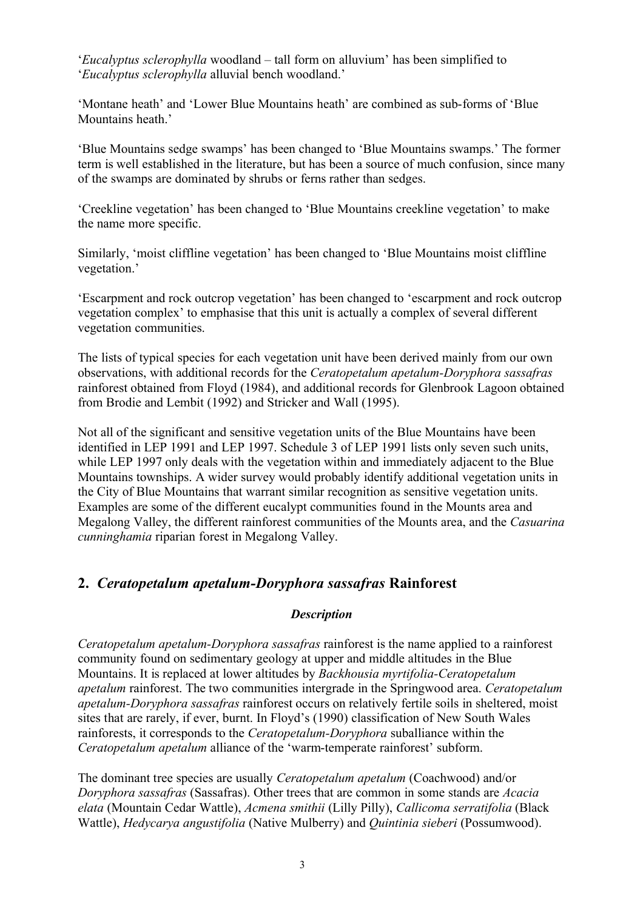'*Eucalyptus sclerophylla* woodland – tall form on alluvium' has been simplified to '*Eucalyptus sclerophylla* alluvial bench woodland.'

'Montane heath' and 'Lower Blue Mountains heath' are combined as sub-forms of 'Blue Mountains heath.'

'Blue Mountains sedge swamps' has been changed to 'Blue Mountains swamps.' The former term is well established in the literature, but has been a source of much confusion, since many of the swamps are dominated by shrubs or ferns rather than sedges.

'Creekline vegetation' has been changed to 'Blue Mountains creekline vegetation' to make the name more specific.

Similarly, 'moist cliffline vegetation' has been changed to 'Blue Mountains moist cliffline vegetation.'

'Escarpment and rock outcrop vegetation' has been changed to 'escarpment and rock outcrop vegetation complex' to emphasise that this unit is actually a complex of several different vegetation communities.

The lists of typical species for each vegetation unit have been derived mainly from our own observations, with additional records for the *Ceratopetalum apetalum-Doryphora sassafras* rainforest obtained from Floyd (1984), and additional records for Glenbrook Lagoon obtained from Brodie and Lembit (1992) and Stricker and Wall (1995).

Not all of the significant and sensitive vegetation units of the Blue Mountains have been identified in LEP 1991 and LEP 1997. Schedule 3 of LEP 1991 lists only seven such units, while LEP 1997 only deals with the vegetation within and immediately adjacent to the Blue Mountains townships. A wider survey would probably identify additional vegetation units in the City of Blue Mountains that warrant similar recognition as sensitive vegetation units. Examples are some of the different eucalypt communities found in the Mounts area and Megalong Valley, the different rainforest communities of the Mounts area, and the *Casuarina cunninghamia* riparian forest in Megalong Valley.

## 2. *Ceratopetalum apetalum-Doryphora sassafras* Rainforest

### *Description*

*Ceratopetalum apetalum-Doryphora sassafras* rainforest is the name applied to a rainforest community found on sedimentary geology at upper and middle altitudes in the Blue Mountains. It is replaced at lower altitudes by *Backhousia myrtifolia-Ceratopetalum apetalum* rainforest. The two communities intergrade in the Springwood area. *Ceratopetalum apetalum-Doryphora sassafras* rainforest occurs on relatively fertile soils in sheltered, moist sites that are rarely, if ever, burnt. In Floyd's (1990) classification of New South Wales rainforests, it corresponds to the *Ceratopetalum-Doryphora* suballiance within the *Ceratopetalum apetalum* alliance of the 'warm-temperate rainforest' subform.

The dominant tree species are usually *Ceratopetalum apetalum* (Coachwood) and/or *Doryphora sassafras* (Sassafras). Other trees that are common in some stands are *Acacia elata* (Mountain Cedar Wattle), *Acmena smithii* (Lilly Pilly), *Callicoma serratifolia* (Black Wattle), *Hedycarya angustifolia* (Native Mulberry) and *Quintinia sieberi* (Possumwood).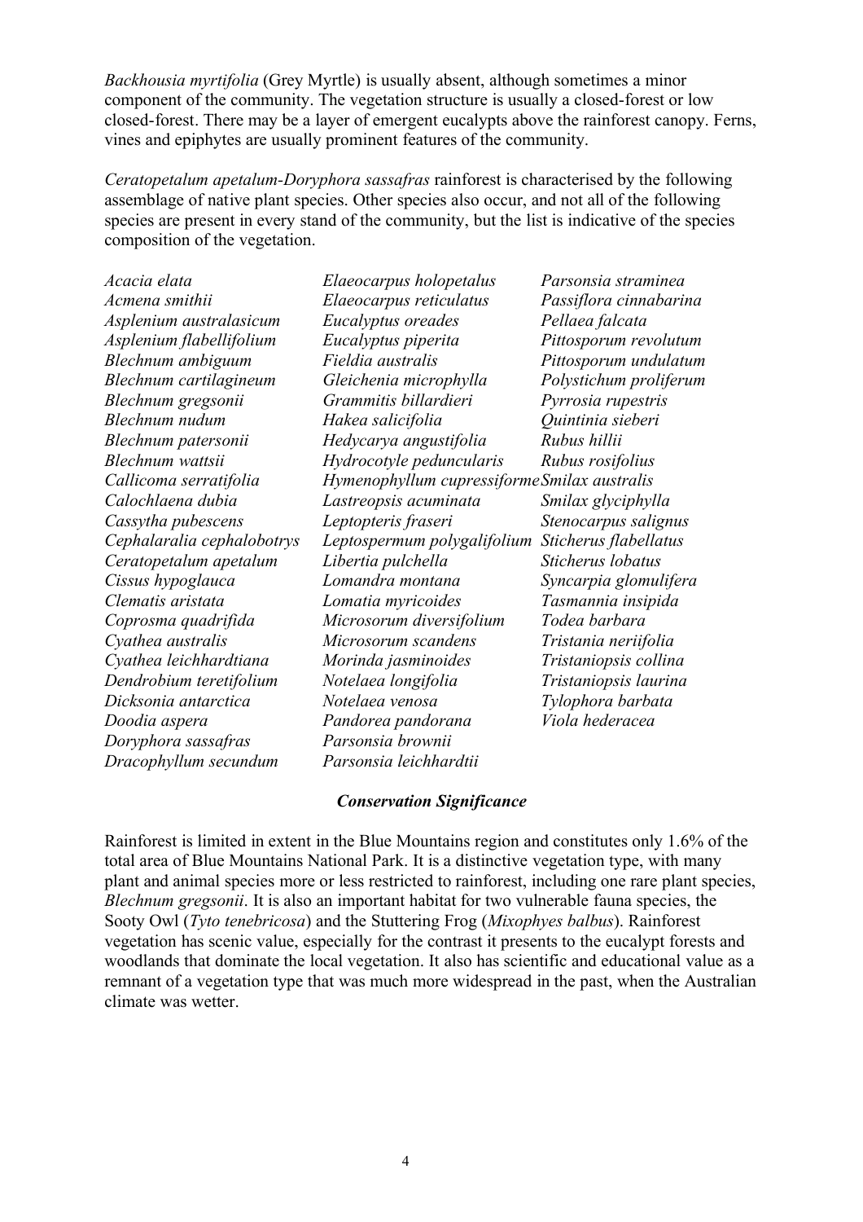*Backhousia myrtifolia* (Grey Myrtle) is usually absent, although sometimes a minor component of the community. The vegetation structure is usually a closed-forest or low closed-forest. There may be a layer of emergent eucalypts above the rainforest canopy. Ferns, vines and epiphytes are usually prominent features of the community.

*Ceratopetalum apetalum-Doryphora sassafras* rainforest is characterised by the following assemblage of native plant species. Other species also occur, and not all of the following species are present in every stand of the community, but the list is indicative of the species composition of the vegetation.

*Acacia elata*
*Acmena smithii*
*Asplenium australasicum*
*Asplenium flabellifolium*
*Blechnum ambiguum*
*Blechnum cartilagineum*
*Blechnum gregsonii*
*Blechnum nudum*
*Blechnum patersonii*
*Blechnum wattsii*
*Callicoma serratifolia*
*Calochlaena dubia*
*Cassytha pubescens*
*Cephalaralia cephalobotrys*
*Ceratopetalum apetalum*
*Cissus hypoglauca*
*Clematis aristata*
*Coprosma quadrifida*
*Cyathea australis*
*Cyathea leichhardtiana*
*Dendrobium teretifolium*
*Dicksonia antarctica*
*Doodia aspera*
*Doryphora sassafras*
*Dracophyllum secundum*
*Elaeocarpus holopetalus*
*Elaeocarpus reticulatus*
*Eucalyptus oreades*
*Eucalyptus piperita*
*Fieldia australis*
*Gleichenia microphylla*
*Grammitis billardieri*
*Hakea salicifolia*
*Hedycarya angustifolia*
*Hydrocotyle peduncularis*
*Hymenophyllum cupressiforme*
*Lastreopsis acuminata*
*Leptopteris fraseri*
*Leptospermum polygalifolium*
*Libertia pulchella*
*Lomandra montana*
*Lomatia myricoides*
*Microsorum diversifolium*
*Microsorum scandens*
*Morinda jasminoides*
*Notelaea longifolia*
*Notelaea venosa*
*Pandorea pandorana*
*Parsonsia brownii*
*Parsonsia leichhardtii*
*Parsonsia straminea*
*Passiflora cinnabarina*
*Pellaea falcata*
*Pittosporum revolutum*
*Pittosporum undulatum*
*Polystichum proliferum*
*Pyrrosia rupestris*
*Quintinia sieberi*
*Rubus hillii*
*Rubus rosifolius*
*Smilax australis*
*Smilax glyciphylla*
*Stenocarpus salignus*
*Sticherus flabellatus*
*Sticherus lobatus*
*Syncarpia glomulifera*
*Tasmannia insipida*
*Todea barbara*
*Tristania neriifolia*
*Tristaniopsis collina*
*Tristaniopsis laurina*
*Tylophora barbata*
*Viola hederacea*

### *Conservation Significance*

Rainforest is limited in extent in the Blue Mountains region and constitutes only 1.6% of the total area of Blue Mountains National Park. It is a distinctive vegetation type, with many plant and animal species more or less restricted to rainforest, including one rare plant species, *Blechnum gregsonii*. It is also an important habitat for two vulnerable fauna species, the Sooty Owl (*Tyto tenebricosa*) and the Stuttering Frog (*Mixophyes balbus*). Rainforest vegetation has scenic value, especially for the contrast it presents to the eucalypt forests and woodlands that dominate the local vegetation. It also has scientific and educational value as a remnant of a vegetation type that was much more widespread in the past, when the Australian climate was wetter.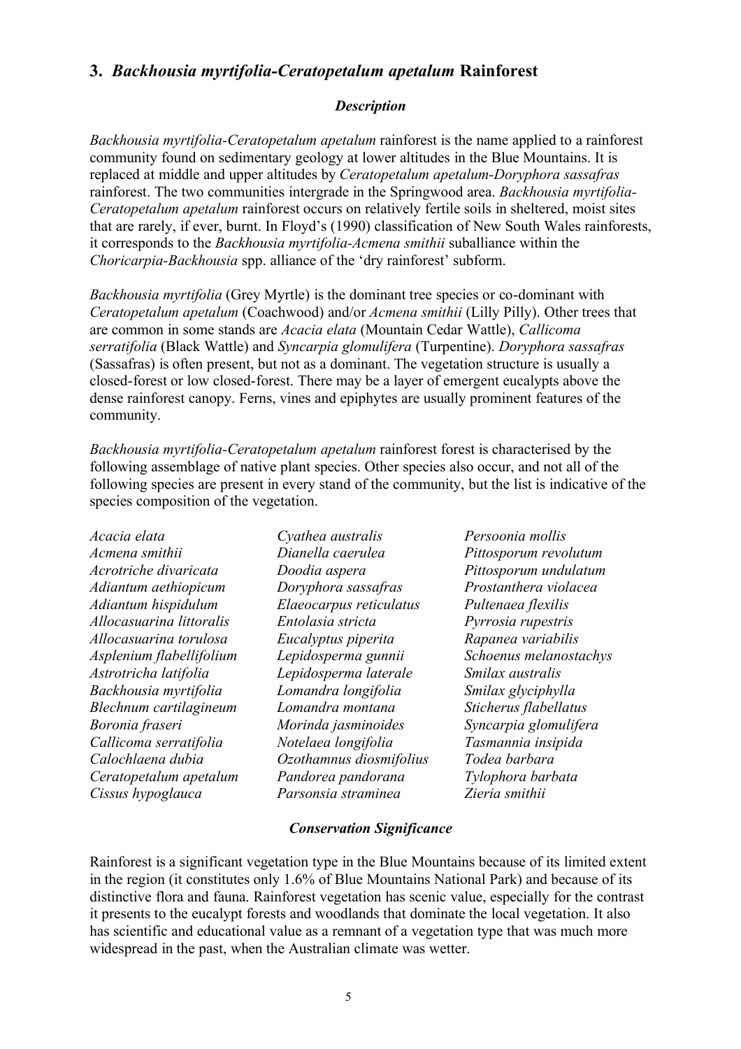## 3. *Backhousia myrtifolia-Ceratopetalum apetalum* Rainforest

### *Description*

*Backhousia myrtifolia-Ceratopetalum apetalum* rainforest is the name applied to a rainforest community found on sedimentary geology at lower altitudes in the Blue Mountains. It is replaced at middle and upper altitudes by *Ceratopetalum apetalum-Doryphora sassafras* rainforest. The two communities intergrade in the Springwood area. *Backhousia myrtifolia-Ceratopetalum apetalum* rainforest occurs on relatively fertile soils in sheltered, moist sites that are rarely, if ever, burnt. In Floyd's (1990) classification of New South Wales rainforests, it corresponds to the *Backhousia myrtifolia-Acmena smithii* suballiance within the *Choricarpia-Backhousia* spp. alliance of the 'dry rainforest' subform.

*Backhousia myrtifolia* (Grey Myrtle) is the dominant tree species or co-dominant with *Ceratopetalum apetalum* (Coachwood) and/or *Acmena smithii* (Lilly Pilly). Other trees that are common in some stands are *Acacia elata* (Mountain Cedar Wattle), *Callicoma serratifolia* (Black Wattle) and *Syncarpia glomulifera* (Turpentine). *Doryphora sassafras* (Sassafras) is often present, but not as a dominant. The vegetation structure is usually a closed-forest or low closed-forest. There may be a layer of emergent eucalypts above the dense rainforest canopy. Ferns, vines and epiphytes are usually prominent features of the community.

*Backhousia myrtifolia-Ceratopetalum apetalum* rainforest forest is characterised by the following assemblage of native plant species. Other species also occur, and not all of the following species are present in every stand of the community, but the list is indicative of the species composition of the vegetation.

*Acacia elata*
*Acmena smithii*
*Acrotriche divaricata*
*Adiantum aethiopicum*
*Adiantum hispidulum*
*Allocasuarina littoralis*
*Allocasuarina torulosa*
*Asplenium flabellifolium*
*Astrotricha latifolia*
*Backhousia myrtifolia*
*Blechnum cartilagineum*
*Boronia fraseri*
*Callicoma serratifolia*
*Calochlaena dubia*
*Ceratopetalum apetalum*
*Cissus hypoglauca*
*Cyathea australis*
*Dianella caerulea*
*Doodia aspera*
*Doryphora sassafras*
*Elaeocarpus reticulatus*
*Entolasia stricta*
*Eucalyptus piperita*
*Lepidosperma gunnii*
*Lepidosperma laterale*
*Lomandra longifolia*
*Lomandra montana*
*Morinda jasminoides*
*Notelaea longifolia*
*Ozothamnus diosmifolius*
*Pandorea pandorana*
*Parsonsia straminea*
*Persoonia mollis*
*Pittosporum revolutum*
*Pittosporum undulatum*
*Prostanthera violacea*
*Pultenaea flexilis*
*Pyrrosia rupestris*
*Rapanea variabilis*
*Schoenus melanostachys*
*Smilax australis*
*Smilax glyciphylla*
*Sticherus flabellatus*
*Syncarpia glomulifera*
*Tasmannia insipida*
*Todea barbara*
*Tylophora barbata*
*Zieria smithii*

### *Conservation Significance*

Rainforest is a significant vegetation type in the Blue Mountains because of its limited extent in the region (it constitutes only 1.6% of Blue Mountains National Park) and because of its distinctive flora and fauna. Rainforest vegetation has scenic value, especially for the contrast it presents to the eucalypt forests and woodlands that dominate the local vegetation. It also has scientific and educational value as a remnant of a vegetation type that was much more widespread in the past, when the Australian climate was wetter.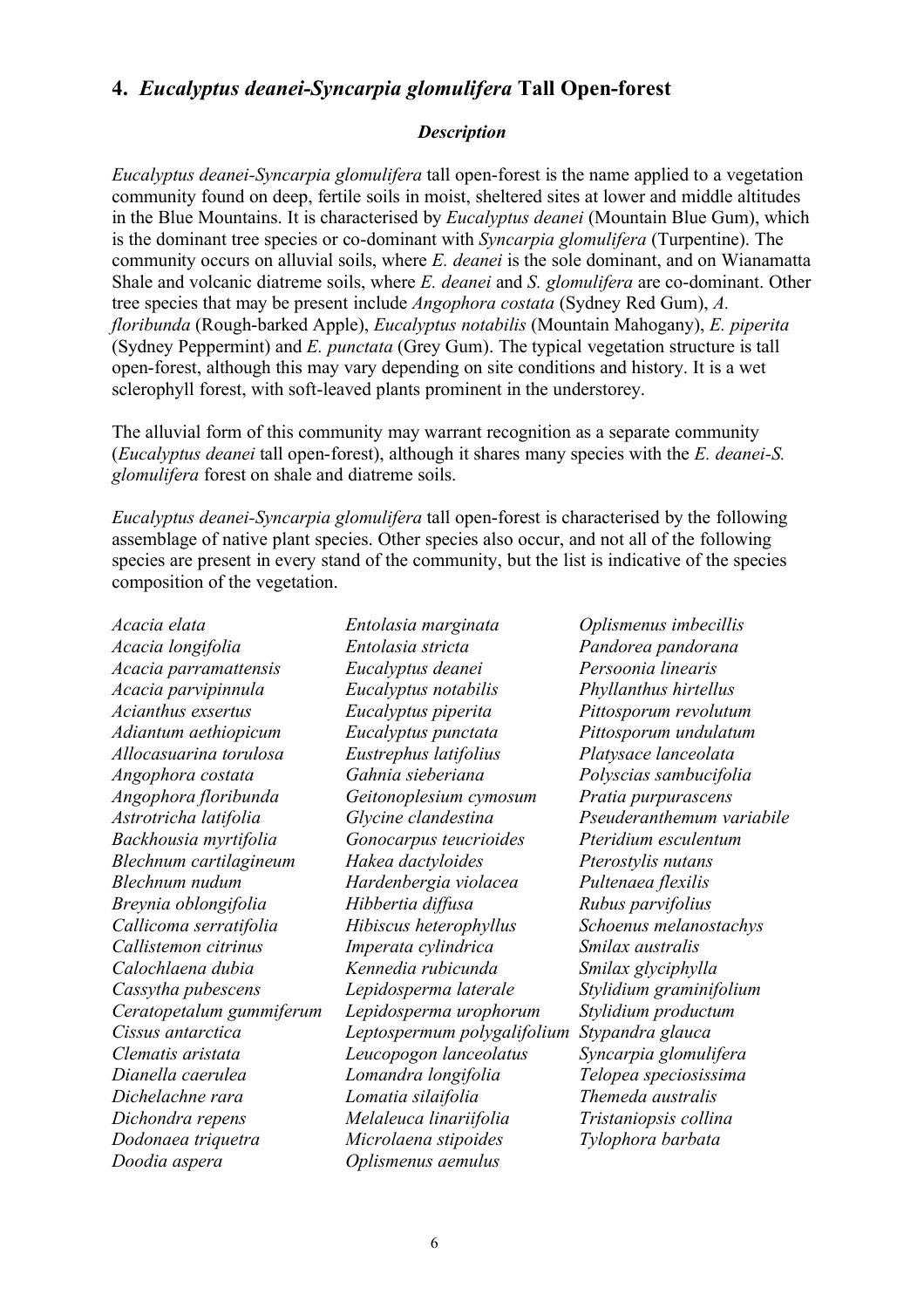## 4. *Eucalyptus deanei-Syncarpia glomulifera* Tall Open-forest

### *Description*

*Eucalyptus deanei-Syncarpia glomulifera* tall open-forest is the name applied to a vegetation community found on deep, fertile soils in moist, sheltered sites at lower and middle altitudes in the Blue Mountains. It is characterised by *Eucalyptus deanei* (Mountain Blue Gum), which is the dominant tree species or co-dominant with *Syncarpia glomulifera* (Turpentine). The community occurs on alluvial soils, where *E. deanei* is the sole dominant, and on Wianamatta Shale and volcanic diatreme soils, where *E. deanei* and *S. glomulifera* are co-dominant. Other tree species that may be present include *Angophora costata* (Sydney Red Gum), *A. floribunda* (Rough-barked Apple), *Eucalyptus notabilis* (Mountain Mahogany), *E. piperita* (Sydney Peppermint) and *E. punctata* (Grey Gum). The typical vegetation structure is tall open-forest, although this may vary depending on site conditions and history. It is a wet sclerophyll forest, with soft-leaved plants prominent in the understorey.

The alluvial form of this community may warrant recognition as a separate community (*Eucalyptus deanei* tall open-forest), although it shares many species with the *E. deanei-S. glomulifera* forest on shale and diatreme soils.

*Eucalyptus deanei-Syncarpia glomulifera* tall open-forest is characterised by the following assemblage of native plant species. Other species also occur, and not all of the following species are present in every stand of the community, but the list is indicative of the species composition of the vegetation.

*Acacia elata*
*Acacia longifolia*
*Acacia parramattensis*
*Acacia parvipinnula*
*Acianthus exsertus*
*Adiantum aethiopicum*
*Allocasuarina torulosa*
*Angophora costata*
*Angophora floribunda*
*Astrotricha latifolia*
*Backhousia myrtifolia*
*Blechnum cartilagineum*
*Blechnum nudum*
*Breynia oblongifolia*
*Callicoma serratifolia*
*Callistemon citrinus*
*Calochlaena dubia*
*Cassytha pubescens*
*Ceratopetalum gummiferum*
*Cissus antarctica*
*Clematis aristata*
*Dianella caerulea*
*Dichelachne rara*
*Dichondra repens*
*Dodonaea triquetra*
*Doodia aspera*
*Entolasia marginata*
*Entolasia stricta*
*Eucalyptus deanei*
*Eucalyptus notabilis*
*Eucalyptus piperita*
*Eucalyptus punctata*
*Eustrephus latifolius*
*Gahnia sieberiana*
*Geitonoplesium cymosum*
*Glycine clandestina*
*Gonocarpus teucrioides*
*Hakea dactyloides*
*Hardenbergia violacea*
*Hibbertia diffusa*
*Hibiscus heterophyllus*
*Imperata cylindrica*
*Kennedia rubicunda*
*Lepidosperma laterale*
*Lepidosperma urophorum*
*Leptospermum polygalifolium*
*Leucopogon lanceolatus*
*Lomandra longifolia*
*Lomatia silaifolia*
*Melaleuca linariifolia*
*Microlaena stipoides*
*Oplismenus aemulus*
*Oplismenus imbecillis*
*Pandorea pandorana*
*Persoonia linearis*
*Phyllanthus hirtellus*
*Pittosporum revolutum*
*Pittosporum undulatum*
*Platysace lanceolata*
*Polyscias sambucifolia*
*Pratia purpurascens*
*Pseuderanthemum variabile*
*Pteridium esculentum*
*Pterostylis nutans*
*Pultenaea flexilis*
*Rubus parvifolius*
*Schoenus melanostachys*
*Smilax australis*
*Smilax glyciphylla*
*Stylidium graminifolium*
*Stylidium productum*
*Stypandra glauca*
*Syncarpia glomulifera*
*Telopea speciosissima*
*Themeda australis*
*Tristaniopsis collina*
*Tylophora barbata*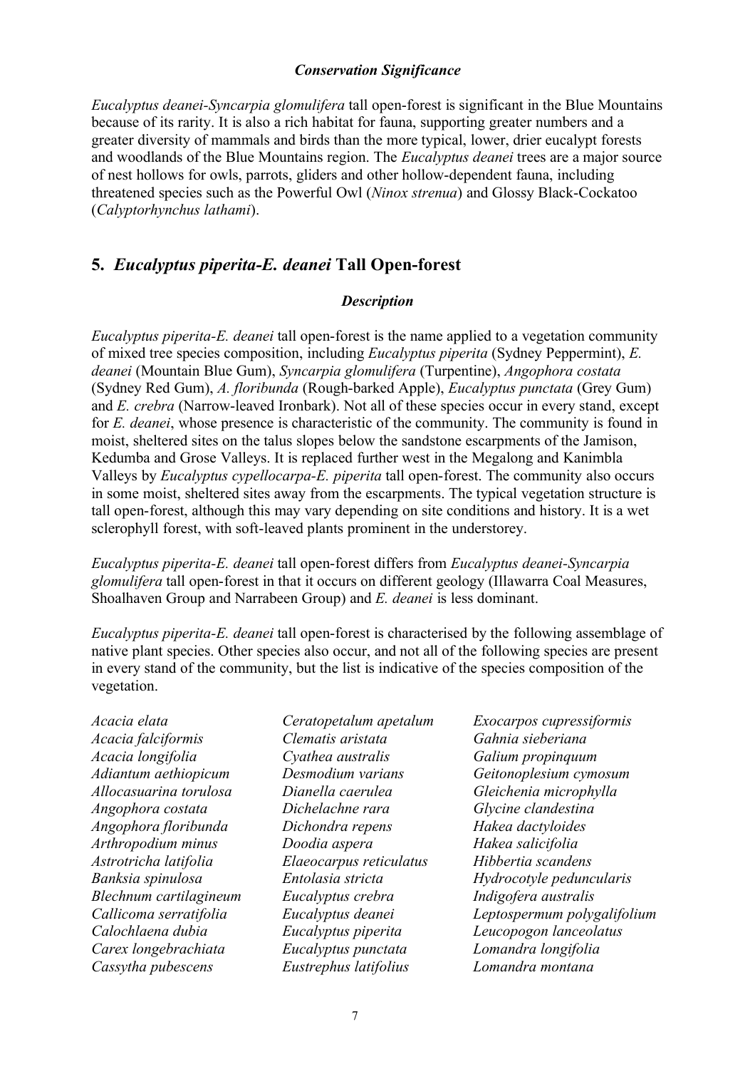### *Conservation Significance*

*Eucalyptus deanei-Syncarpia glomulifera* tall open-forest is significant in the Blue Mountains because of its rarity. It is also a rich habitat for fauna, supporting greater numbers and a greater diversity of mammals and birds than the more typical, lower, drier eucalypt forests and woodlands of the Blue Mountains region. The *Eucalyptus deanei* trees are a major source of nest hollows for owls, parrots, gliders and other hollow-dependent fauna, including threatened species such as the Powerful Owl (*Ninox strenua*) and Glossy Black-Cockatoo (*Calyptorhynchus lathami*).

## 5. *Eucalyptus piperita-E. deanei* Tall Open-forest

### *Description*

*Eucalyptus piperita-E. deanei* tall open-forest is the name applied to a vegetation community of mixed tree species composition, including *Eucalyptus piperita* (Sydney Peppermint), *E. deanei* (Mountain Blue Gum), *Syncarpia glomulifera* (Turpentine), *Angophora costata* (Sydney Red Gum), *A. floribunda* (Rough-barked Apple), *Eucalyptus punctata* (Grey Gum) and *E. crebra* (Narrow-leaved Ironbark). Not all of these species occur in every stand, except for *E. deanei*, whose presence is characteristic of the community. The community is found in moist, sheltered sites on the talus slopes below the sandstone escarpments of the Jamison, Kedumba and Grose Valleys. It is replaced further west in the Megalong and Kanimbla Valleys by *Eucalyptus cypellocarpa-E. piperita* tall open-forest. The community also occurs in some moist, sheltered sites away from the escarpments. The typical vegetation structure is tall open-forest, although this may vary depending on site conditions and history. It is a wet sclerophyll forest, with soft-leaved plants prominent in the understorey.

*Eucalyptus piperita-E. deanei* tall open-forest differs from *Eucalyptus deanei-Syncarpia glomulifera* tall open-forest in that it occurs on different geology (Illawarra Coal Measures, Shoalhaven Group and Narrabeen Group) and *E. deanei* is less dominant.

*Eucalyptus piperita-E. deanei* tall open-forest is characterised by the following assemblage of native plant species. Other species also occur, and not all of the following species are present in every stand of the community, but the list is indicative of the species composition of the vegetation.

*Acacia elata*
*Acacia falciformis*
*Acacia longifolia*
*Adiantum aethiopicum*
*Allocasuarina torulosa*
*Angophora costata*
*Angophora floribunda*
*Arthropodium minus*
*Astrotricha latifolia*
*Banksia spinulosa*
*Blechnum cartilagineum*
*Callicoma serratifolia*
*Calochlaena dubia*
*Carex longebrachiata*
*Cassytha pubescens*
*Ceratopetalum apetalum*
*Clematis aristata*
*Cyathea australis*
*Desmodium varians*
*Dianella caerulea*
*Dichelachne rara*
*Dichondra repens*
*Doodia aspera*
*Elaeocarpus reticulatus*
*Entolasia stricta*
*Eucalyptus crebra*
*Eucalyptus deanei*
*Eucalyptus piperita*
*Eucalyptus punctata*
*Eustrephus latifolius*
*Exocarpos cupressiformis*
*Gahnia sieberiana*
*Galium propinquum*
*Geitonoplesium cymosum*
*Gleichenia microphylla*
*Glycine clandestina*
*Hakea dactyloides*
*Hakea salicifolia*
*Hibbertia scandens*
*Hydrocotyle peduncularis*
*Indigofera australis*
*Leptospermum polygalifolium*
*Leucopogon lanceolatus*
*Lomandra longifolia*
*Lomandra montana*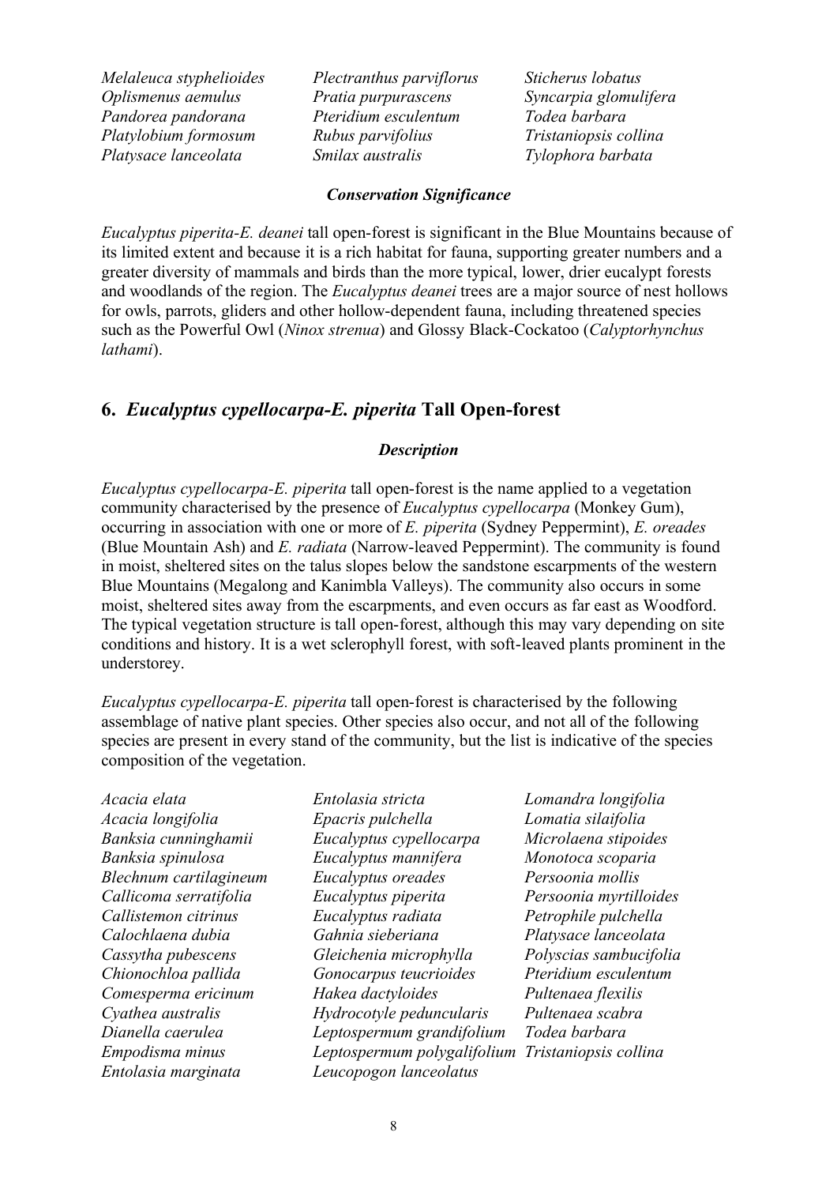*Melaleuca styphelioides*
*Oplismenus aemulus*
*Pandorea pandorana*
*Platylobium formosum*
*Platysace lanceolata*
*Plectranthus parviflorus*
*Pratia purpurascens*
*Pteridium esculentum*
*Rubus parvifolius*
*Smilax australis*
*Sticherus lobatus*
*Syncarpia glomulifera*
*Todea barbara*
*Tristaniopsis collina*
*Tylophora barbata*

### *Conservation Significance*

*Eucalyptus piperita-E. deanei* tall open-forest is significant in the Blue Mountains because of its limited extent and because it is a rich habitat for fauna, supporting greater numbers and a greater diversity of mammals and birds than the more typical, lower, drier eucalypt forests and woodlands of the region. The *Eucalyptus deanei* trees are a major source of nest hollows for owls, parrots, gliders and other hollow-dependent fauna, including threatened species such as the Powerful Owl (*Ninox strenua*) and Glossy Black-Cockatoo (*Calyptorhynchus lathami*).

## 6. *Eucalyptus cypellocarpa-E. piperita* Tall Open-forest

### *Description*

*Eucalyptus cypellocarpa-E. piperita* tall open-forest is the name applied to a vegetation community characterised by the presence of *Eucalyptus cypellocarpa* (Monkey Gum), occurring in association with one or more of *E. piperita* (Sydney Peppermint), *E. oreades* (Blue Mountain Ash) and *E. radiata* (Narrow-leaved Peppermint). The community is found in moist, sheltered sites on the talus slopes below the sandstone escarpments of the western Blue Mountains (Megalong and Kanimbla Valleys). The community also occurs in some moist, sheltered sites away from the escarpments, and even occurs as far east as Woodford. The typical vegetation structure is tall open-forest, although this may vary depending on site conditions and history. It is a wet sclerophyll forest, with soft-leaved plants prominent in the understorey.

*Eucalyptus cypellocarpa-E. piperita* tall open-forest is characterised by the following assemblage of native plant species. Other species also occur, and not all of the following species are present in every stand of the community, but the list is indicative of the species composition of the vegetation.

*Acacia elata*
*Acacia longifolia*
*Banksia cunninghamii*
*Banksia spinulosa*
*Blechnum cartilagineum*
*Callicoma serratifolia*
*Callistemon citrinus*
*Calochlaena dubia*
*Cassytha pubescens*
*Chionochloa pallida*
*Comesperma ericinum*
*Cyathea australis*
*Dianella caerulea*
*Empodisma minus*
*Entolasia marginata*
*Entolasia stricta*
*Epacris pulchella*
*Eucalyptus cypellocarpa*
*Eucalyptus mannifera*
*Eucalyptus oreades*
*Eucalyptus piperita*
*Eucalyptus radiata*
*Gahnia sieberiana*
*Gleichenia microphylla*
*Gonocarpus teucrioides*
*Hakea dactyloides*
*Hydrocotyle peduncularis*
*Leptospermum grandifolium*
*Leptospermum polygalifolium*
*Leucopogon lanceolatus*
*Lomandra longifolia*
*Lomatia silaifolia*
*Microlaena stipoides*
*Monotoca scoparia*
*Persoonia mollis*
*Persoonia myrtilloides*
*Petrophile pulchella*
*Platysace lanceolata*
*Polyscias sambucifolia*
*Pteridium esculentum*
*Pultenaea flexilis*
*Pultenaea scabra*
*Todea barbara*
*Tristaniopsis collina*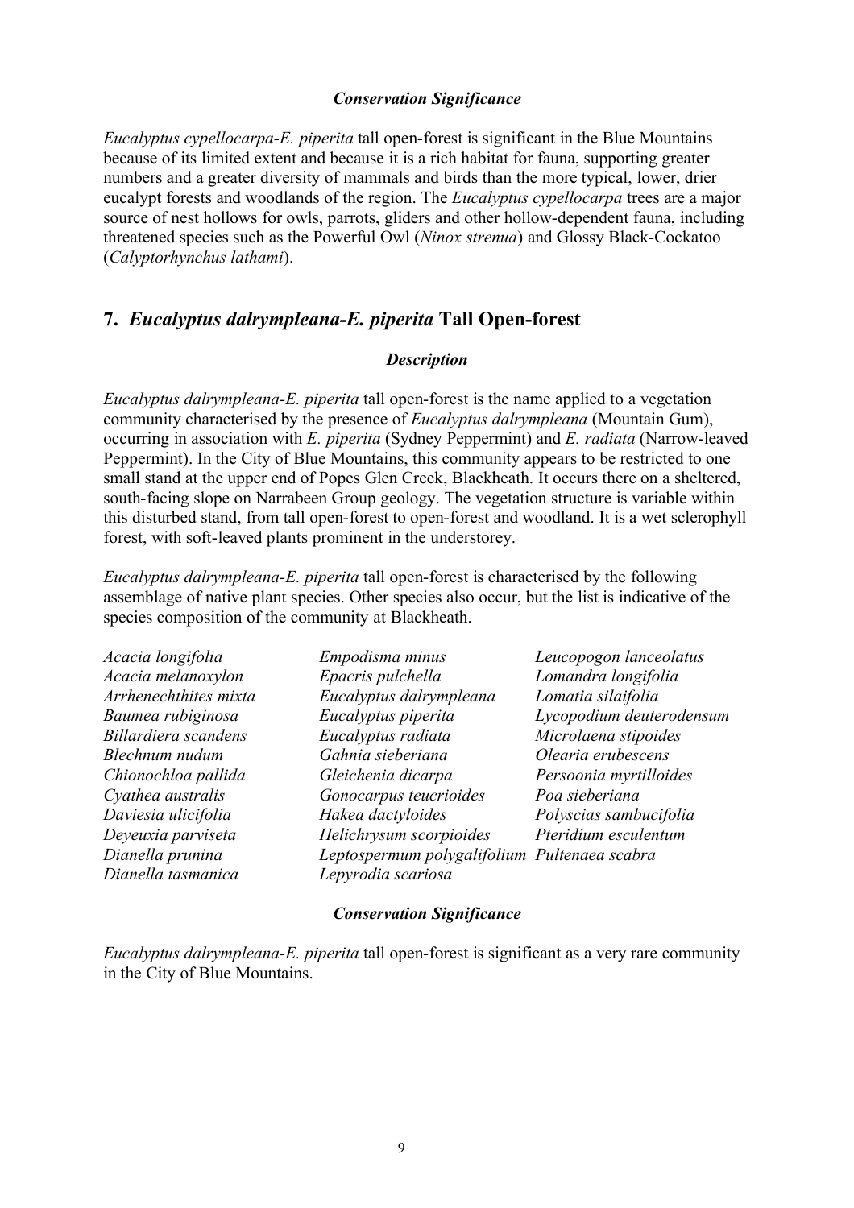### *Conservation Significance*

*Eucalyptus cypellocarpa-E. piperita* tall open-forest is significant in the Blue Mountains because of its limited extent and because it is a rich habitat for fauna, supporting greater numbers and a greater diversity of mammals and birds than the more typical, lower, drier eucalypt forests and woodlands of the region. The *Eucalyptus cypellocarpa* trees are a major source of nest hollows for owls, parrots, gliders and other hollow-dependent fauna, including threatened species such as the Powerful Owl (*Ninox strenua*) and Glossy Black-Cockatoo (*Calyptorhynchus lathami*).

## 7. *Eucalyptus dalrympleana-E. piperita* Tall Open-forest

### *Description*

*Eucalyptus dalrympleana-E. piperita* tall open-forest is the name applied to a vegetation community characterised by the presence of *Eucalyptus dalrympleana* (Mountain Gum), occurring in association with *E. piperita* (Sydney Peppermint) and *E. radiata* (Narrow-leaved Peppermint). In the City of Blue Mountains, this community appears to be restricted to one small stand at the upper end of Popes Glen Creek, Blackheath. It occurs there on a sheltered, south-facing slope on Narrabeen Group geology. The vegetation structure is variable within this disturbed stand, from tall open-forest to open-forest and woodland. It is a wet sclerophyll forest, with soft-leaved plants prominent in the understorey.

*Eucalyptus dalrympleana-E. piperita* tall open-forest is characterised by the following assemblage of native plant species. Other species also occur, but the list is indicative of the species composition of the community at Blackheath.

*Acacia longifolia*
*Acacia melanoxylon*
*Arrhenechthites mixta*
*Baumea rubiginosa*
*Billardiera scandens*
*Blechnum nudum*
*Chionochloa pallida*
*Cyathea australis*
*Daviesia ulicifolia*
*Deyeuxia parviseta*
*Dianella prunina*
*Dianella tasmanica*
*Empodisma minus*
*Epacris pulchella*
*Eucalyptus dalrympleana*
*Eucalyptus piperita*
*Eucalyptus radiata*
*Gahnia sieberiana*
*Gleichenia dicarpa*
*Gonocarpus teucrioides*
*Hakea dactyloides*
*Helichrysum scorpioides*
*Leptospermum polygalifolium*
*Lepyrodia scariosa*
*Leucopogon lanceolatus*
*Lomandra longifolia*
*Lomatia silaifolia*
*Lycopodium deuterodensum*
*Microlaena stipoides*
*Olearia erubescens*
*Persoonia myrtilloides*
*Poa sieberiana*
*Polyscias sambucifolia*
*Pteridium esculentum*
*Pultenaea scabra*

### *Conservation Significance*

*Eucalyptus dalrympleana-E. piperita* tall open-forest is significant as a very rare community in the City of Blue Mountains.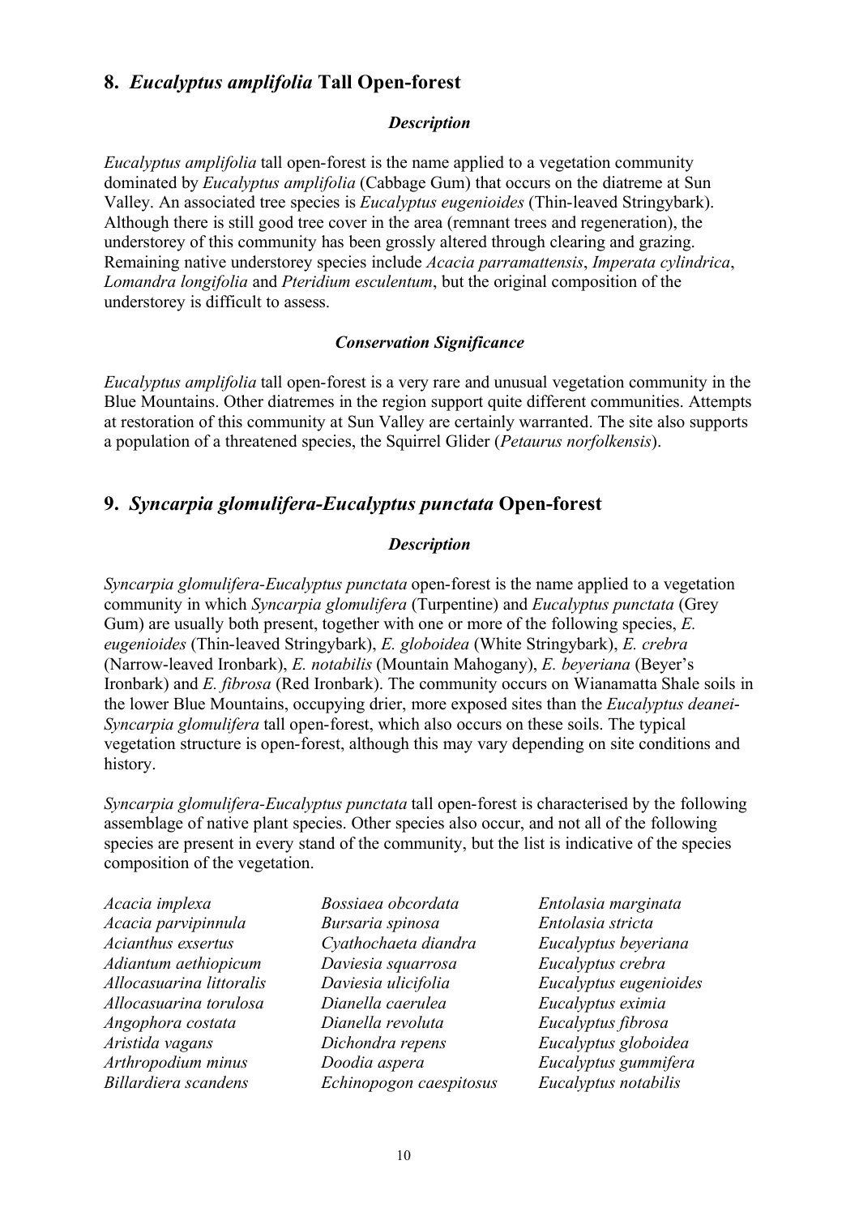## 8. *Eucalyptus amplifolia* Tall Open-forest

### *Description*

*Eucalyptus amplifolia* tall open-forest is the name applied to a vegetation community dominated by *Eucalyptus amplifolia* (Cabbage Gum) that occurs on the diatreme at Sun Valley. An associated tree species is *Eucalyptus eugenioides* (Thin-leaved Stringybark). Although there is still good tree cover in the area (remnant trees and regeneration), the understorey of this community has been grossly altered through clearing and grazing. Remaining native understorey species include *Acacia parramattensis*, *Imperata cylindrica*, *Lomandra longifolia* and *Pteridium esculentum*, but the original composition of the understorey is difficult to assess.

### *Conservation Significance*

*Eucalyptus amplifolia* tall open-forest is a very rare and unusual vegetation community in the Blue Mountains. Other diatremes in the region support quite different communities. Attempts at restoration of this community at Sun Valley are certainly warranted. The site also supports a population of a threatened species, the Squirrel Glider (*Petaurus norfolkensis*).

## 9. *Syncarpia glomulifera-Eucalyptus punctata* Open-forest

### *Description*

*Syncarpia glomulifera-Eucalyptus punctata* open-forest is the name applied to a vegetation community in which *Syncarpia glomulifera* (Turpentine) and *Eucalyptus punctata* (Grey Gum) are usually both present, together with one or more of the following species, *E. eugenioides* (Thin-leaved Stringybark), *E. globoidea* (White Stringybark), *E. crebra* (Narrow-leaved Ironbark), *E. notabilis* (Mountain Mahogany), *E. beyeriana* (Beyer's Ironbark) and *E. fibrosa* (Red Ironbark). The community occurs on Wianamatta Shale soils in the lower Blue Mountains, occupying drier, more exposed sites than the *Eucalyptus deanei-Syncarpia glomulifera* tall open-forest, which also occurs on these soils. The typical vegetation structure is open-forest, although this may vary depending on site conditions and history.

*Syncarpia glomulifera-Eucalyptus punctata* tall open-forest is characterised by the following assemblage of native plant species. Other species also occur, and not all of the following species are present in every stand of the community, but the list is indicative of the species composition of the vegetation.

*Acacia implexa*
*Acacia parvipinnula*
*Acianthus exsertus*
*Adiantum aethiopicum*
*Allocasuarina littoralis*
*Allocasuarina torulosa*
*Angophora costata*
*Aristida vagans*
*Arthropodium minus*
*Billardiera scandens*
*Bossiaea obcordata*
*Bursaria spinosa*
*Cyathochaeta diandra*
*Daviesia squarrosa*
*Daviesia ulicifolia*
*Dianella caerulea*
*Dianella revoluta*
*Dichondra repens*
*Doodia aspera*
*Echinopogon caespitosus*
*Entolasia marginata*
*Entolasia stricta*
*Eucalyptus beyeriana*
*Eucalyptus crebra*
*Eucalyptus eugenioides*
*Eucalyptus eximia*
*Eucalyptus fibrosa*
*Eucalyptus globoidea*
*Eucalyptus gummifera*
*Eucalyptus notabilis*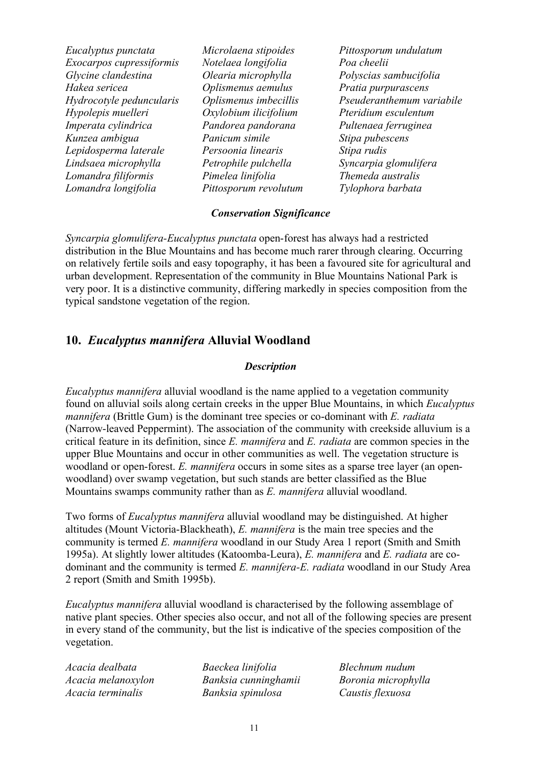*Eucalyptus punctata*
*Exocarpos cupressiformis*
*Glycine clandestina*
*Hakea sericea*
*Hydrocotyle peduncularis*
*Hypolepis muelleri*
*Imperata cylindrica*
*Kunzea ambigua*
*Lepidosperma laterale*
*Lindsaea microphylla*
*Lomandra filiformis*
*Lomandra longifolia*
*Microlaena stipoides*
*Notelaea longifolia*
*Olearia microphylla*
*Oplismenus aemulus*
*Oplismenus imbecillis*
*Oxylobium ilicifolium*
*Pandorea pandorana*
*Panicum simile*
*Persoonia linearis*
*Petrophile pulchella*
*Pimelea linifolia*
*Pittosporum revolutum*
*Pittosporum undulatum*
*Poa cheelii*
*Polyscias sambucifolia*
*Pratia purpurascens*
*Pseuderanthemum variabile*
*Pteridium esculentum*
*Pultenaea ferruginea*
*Stipa pubescens*
*Stipa rudis*
*Syncarpia glomulifera*
*Themeda australis*
*Tylophora barbata*

### *Conservation Significance*

*Syncarpia glomulifera-Eucalyptus punctata* open-forest has always had a restricted distribution in the Blue Mountains and has become much rarer through clearing. Occurring on relatively fertile soils and easy topography, it has been a favoured site for agricultural and urban development. Representation of the community in Blue Mountains National Park is very poor. It is a distinctive community, differing markedly in species composition from the typical sandstone vegetation of the region.

## 10. *Eucalyptus mannifera* Alluvial Woodland

### *Description*

*Eucalyptus mannifera* alluvial woodland is the name applied to a vegetation community found on alluvial soils along certain creeks in the upper Blue Mountains, in which *Eucalyptus mannifera* (Brittle Gum) is the dominant tree species or co-dominant with *E. radiata* (Narrow-leaved Peppermint). The association of the community with creekside alluvium is a critical feature in its definition, since *E. mannifera* and *E. radiata* are common species in the upper Blue Mountains and occur in other communities as well. The vegetation structure is woodland or open-forest. *E. mannifera* occurs in some sites as a sparse tree layer (an open-woodland) over swamp vegetation, but such stands are better classified as the Blue Mountains swamps community rather than as *E. mannifera* alluvial woodland.

Two forms of *Eucalyptus mannifera* alluvial woodland may be distinguished. At higher altitudes (Mount Victoria-Blackheath), *E. mannifera* is the main tree species and the community is termed *E. mannifera* woodland in our Study Area 1 report (Smith and Smith 1995a). At slightly lower altitudes (Katoomba-Leura), *E. mannifera* and *E. radiata* are co-dominant and the community is termed *E. mannifera-E. radiata* woodland in our Study Area 2 report (Smith and Smith 1995b).

*Eucalyptus mannifera* alluvial woodland is characterised by the following assemblage of native plant species. Other species also occur, and not all of the following species are present in every stand of the community, but the list is indicative of the species composition of the vegetation.

*Acacia dealbata*
*Acacia melanoxylon*
*Acacia terminalis*
*Baeckea linifolia*
*Banksia cunninghamii*
*Banksia spinulosa*
*Blechnum nudum*
*Boronia microphylla*
*Caustis flexuosa*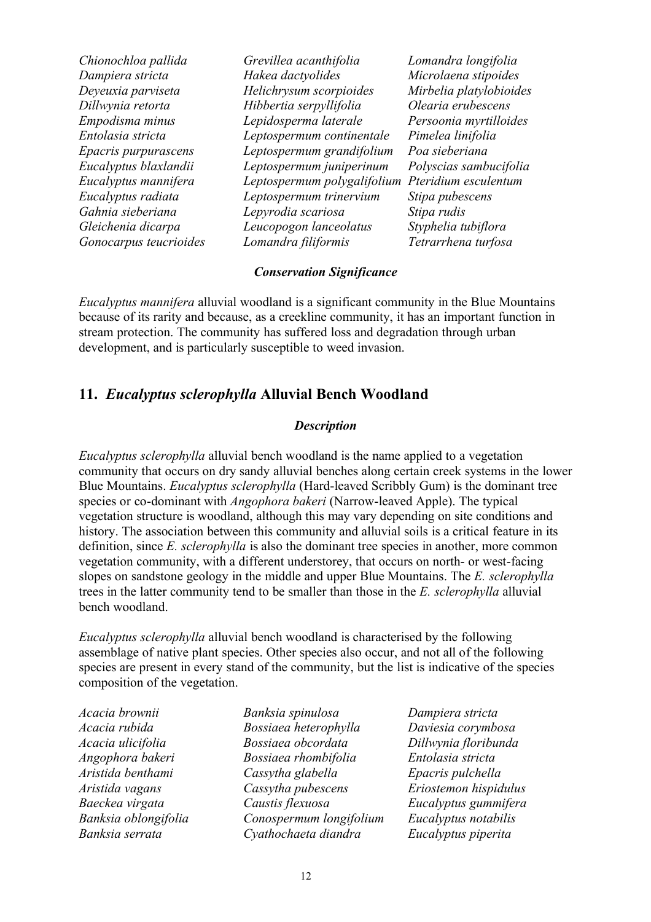*Chionochloa pallida*
*Dampiera stricta*
*Deyeuxia parviseta*
*Dillwynia retorta*
*Empodisma minus*
*Entolasia stricta*
*Epacris purpurascens*
*Eucalyptus blaxlandii*
*Eucalyptus mannifera*
*Eucalyptus radiata*
*Gahnia sieberiana*
*Gleichenia dicarpa*
*Gonocarpus teucrioides*
*Grevillea acanthifolia*
*Hakea dactyolides*
*Helichrysum scorpioides*
*Hibbertia serpyllifolia*
*Lepidosperma laterale*
*Leptospermum continentale*
*Leptospermum grandifolium*
*Leptospermum juniperinum*
*Leptospermum polygalifolium*
*Leptospermum trinervium*
*Lepyrodia scariosa*
*Leucopogon lanceolatus*
*Lomandra filiformis*
*Lomandra longifolia*
*Microlaena stipoides*
*Mirbelia platylobioides*
*Olearia erubescens*
*Persoonia myrtilloides*
*Pimelea linifolia*
*Poa sieberiana*
*Polyscias sambucifolia*
*Pteridium esculentum*
*Stipa pubescens*
*Stipa rudis*
*Styphelia tubiflora*
*Tetrarrhena turfosa*

### *Conservation Significance*

*Eucalyptus mannifera* alluvial woodland is a significant community in the Blue Mountains because of its rarity and because, as a creekline community, it has an important function in stream protection. The community has suffered loss and degradation through urban development, and is particularly susceptible to weed invasion.

## 11. *Eucalyptus sclerophylla* Alluvial Bench Woodland

### *Description*

*Eucalyptus sclerophylla* alluvial bench woodland is the name applied to a vegetation community that occurs on dry sandy alluvial benches along certain creek systems in the lower Blue Mountains. *Eucalyptus sclerophylla* (Hard-leaved Scribbly Gum) is the dominant tree species or co-dominant with *Angophora bakeri* (Narrow-leaved Apple). The typical vegetation structure is woodland, although this may vary depending on site conditions and history. The association between this community and alluvial soils is a critical feature in its definition, since *E. sclerophylla* is also the dominant tree species in another, more common vegetation community, with a different understorey, that occurs on north- or west-facing slopes on sandstone geology in the middle and upper Blue Mountains. The *E. sclerophylla* trees in the latter community tend to be smaller than those in the *E. sclerophylla* alluvial bench woodland.

*Eucalyptus sclerophylla* alluvial bench woodland is characterised by the following assemblage of native plant species. Other species also occur, and not all of the following species are present in every stand of the community, but the list is indicative of the species composition of the vegetation.

*Acacia brownii*
*Acacia rubida*
*Acacia ulicifolia*
*Angophora bakeri*
*Aristida benthami*
*Aristida vagans*
*Baeckea virgata*
*Banksia oblongifolia*
*Banksia serrata*
*Banksia spinulosa*
*Bossiaea heterophylla*
*Bossiaea obcordata*
*Bossiaea rhombifolia*
*Cassytha glabella*
*Cassytha pubescens*
*Caustis flexuosa*
*Conospermum longifolium*
*Cyathochaeta diandra*
*Dampiera stricta*
*Daviesia corymbosa*
*Dillwynia floribunda*
*Entolasia stricta*
*Epacris pulchella*
*Eriostemon hispidulus*
*Eucalyptus gummifera*
*Eucalyptus notabilis*
*Eucalyptus piperita*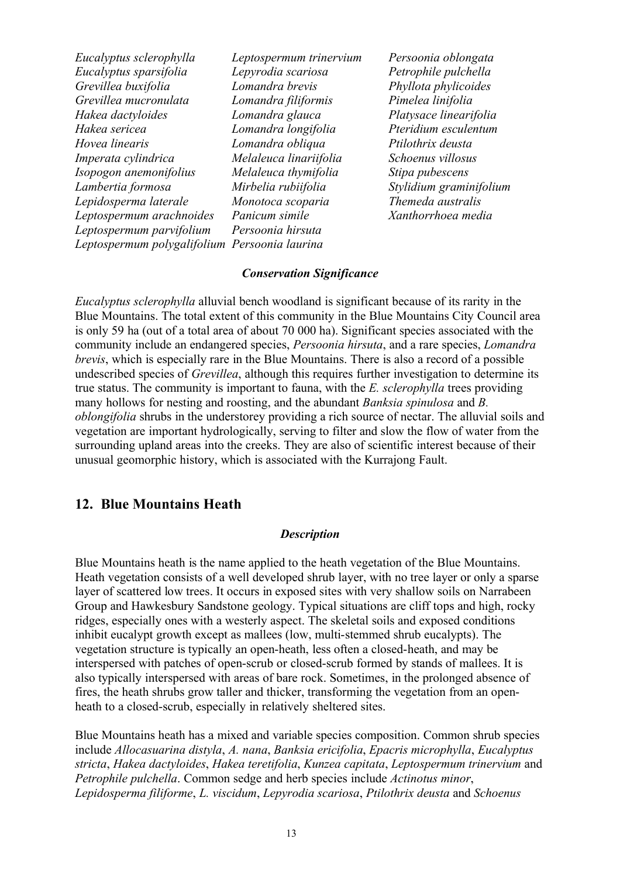*Eucalyptus sclerophylla*
*Eucalyptus sparsifolia*
*Grevillea buxifolia*
*Grevillea mucronulata*
*Hakea dactyloides*
*Hakea sericea*
*Hovea linearis*
*Imperata cylindrica*
*Isopogon anemonifolius*
*Lambertia formosa*
*Lepidosperma laterale*
*Leptospermum arachnoides*
*Leptospermum parvifolium*
*Leptospermum polygalifolium*
*Leptospermum trinervium*
*Lepyrodia scariosa*
*Lomandra brevis*
*Lomandra filiformis*
*Lomandra glauca*
*Lomandra longifolia*
*Lomandra obliqua*
*Melaleuca linariifolia*
*Melaleuca thymifolia*
*Mirbelia rubiifolia*
*Monotoca scoparia*
*Panicum simile*
*Persoonia hirsuta*
*Persoonia laurina*
*Persoonia oblongata*
*Petrophile pulchella*
*Phyllota phylicoides*
*Pimelea linifolia*
*Platysace linearifolia*
*Pteridium esculentum*
*Ptilothrix deusta*
*Schoenus villosus*
*Stipa pubescens*
*Stylidium graminifolium*
*Themeda australis*
*Xanthorrhoea media*

### *Conservation Significance*

*Eucalyptus sclerophylla* alluvial bench woodland is significant because of its rarity in the Blue Mountains. The total extent of this community in the Blue Mountains City Council area is only 59 ha (out of a total area of about 70 000 ha). Significant species associated with the community include an endangered species, *Persoonia hirsuta*, and a rare species, *Lomandra brevis*, which is especially rare in the Blue Mountains. There is also a record of a possible undescribed species of *Grevillea*, although this requires further investigation to determine its true status. The community is important to fauna, with the *E. sclerophylla* trees providing many hollows for nesting and roosting, and the abundant *Banksia spinulosa* and *B. oblongifolia* shrubs in the understorey providing a rich source of nectar. The alluvial soils and vegetation are important hydrologically, serving to filter and slow the flow of water from the surrounding upland areas into the creeks. They are also of scientific interest because of their unusual geomorphic history, which is associated with the Kurrajong Fault.

## 12. Blue Mountains Heath

### *Description*

Blue Mountains heath is the name applied to the heath vegetation of the Blue Mountains. Heath vegetation consists of a well developed shrub layer, with no tree layer or only a sparse layer of scattered low trees. It occurs in exposed sites with very shallow soils on Narrabeen Group and Hawkesbury Sandstone geology. Typical situations are cliff tops and high, rocky ridges, especially ones with a westerly aspect. The skeletal soils and exposed conditions inhibit eucalypt growth except as mallees (low, multi-stemmed shrub eucalypts). The vegetation structure is typically an open-heath, less often a closed-heath, and may be interspersed with patches of open-scrub or closed-scrub formed by stands of mallees. It is also typically interspersed with areas of bare rock. Sometimes, in the prolonged absence of fires, the heath shrubs grow taller and thicker, transforming the vegetation from an open-heath to a closed-scrub, especially in relatively sheltered sites.

Blue Mountains heath has a mixed and variable species composition. Common shrub species include *Allocasuarina distyla*, *A. nana*, *Banksia ericifolia*, *Epacris microphylla*, *Eucalyptus stricta*, *Hakea dactyloides*, *Hakea teretifolia*, *Kunzea capitata*, *Leptospermum trinervium* and *Petrophile pulchella*. Common sedge and herb species include *Actinotus minor*, *Lepidosperma filiforme*, *L. viscidum*, *Lepyrodia scariosa*, *Ptilothrix deusta* and *Schoenus*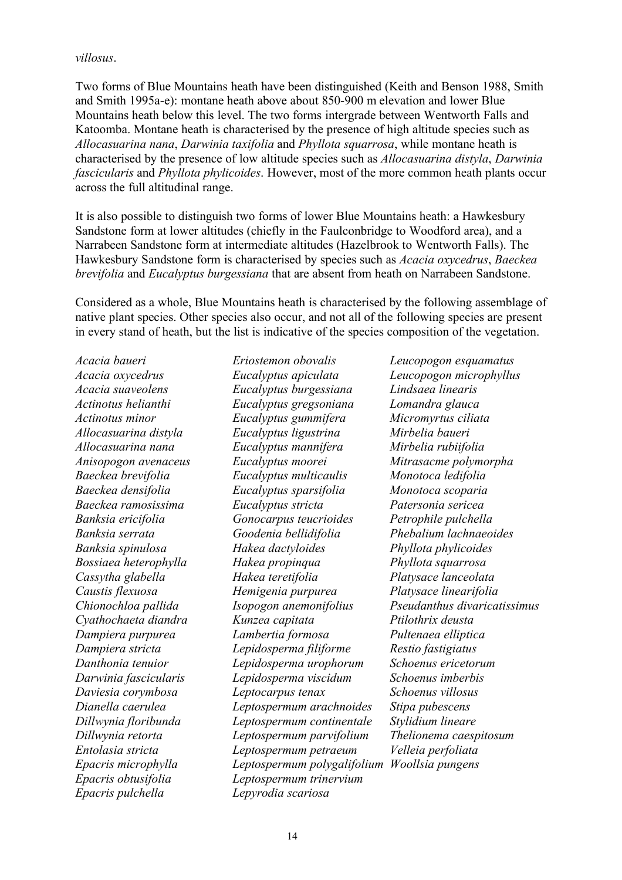*villosus*.

Two forms of Blue Mountains heath have been distinguished (Keith and Benson 1988, Smith and Smith 1995a-e): montane heath above about 850-900 m elevation and lower Blue Mountains heath below this level. The two forms intergrade between Wentworth Falls and Katoomba. Montane heath is characterised by the presence of high altitude species such as *Allocasuarina nana*, *Darwinia taxifolia* and *Phyllota squarrosa*, while montane heath is characterised by the presence of low altitude species such as *Allocasuarina distyla*, *Darwinia fascicularis* and *Phyllota phylicoides*. However, most of the more common heath plants occur across the full altitudinal range.

It is also possible to distinguish two forms of lower Blue Mountains heath: a Hawkesbury Sandstone form at lower altitudes (chiefly in the Faulconbridge to Woodford area), and a Narrabeen Sandstone form at intermediate altitudes (Hazelbrook to Wentworth Falls). The Hawkesbury Sandstone form is characterised by species such as *Acacia oxycedrus*, *Baeckea brevifolia* and *Eucalyptus burgessiana* that are absent from heath on Narrabeen Sandstone.

Considered as a whole, Blue Mountains heath is characterised by the following assemblage of native plant species. Other species also occur, and not all of the following species are present in every stand of heath, but the list is indicative of the species composition of the vegetation.

*Acacia baueri*
*Acacia oxycedrus*
*Acacia suaveolens*
*Actinotus helianthi*
*Actinotus minor*
*Allocasuarina distyla*
*Allocasuarina nana*
*Anisopogon avenaceus*
*Baeckea brevifolia*
*Baeckea densifolia*
*Baeckea ramosissima*
*Banksia ericifolia*
*Banksia serrata*
*Banksia spinulosa*
*Bossiaea heterophylla*
*Cassytha glabella*
*Caustis flexuosa*
*Chionochloa pallida*
*Cyathochaeta diandra*
*Dampiera purpurea*
*Dampiera stricta*
*Danthonia tenuior*
*Darwinia fascicularis*
*Daviesia corymbosa*
*Dianella caerulea*
*Dillwynia floribunda*
*Dillwynia retorta*
*Entolasia stricta*
*Epacris microphylla*
*Epacris obtusifolia*
*Epacris pulchella*
*Eriostemon obovalis*
*Eucalyptus apiculata*
*Eucalyptus burgessiana*
*Eucalyptus gregsoniana*
*Eucalyptus gummifera*
*Eucalyptus ligustrina*
*Eucalyptus mannifera*
*Eucalyptus moorei*
*Eucalyptus multicaulis*
*Eucalyptus sparsifolia*
*Eucalyptus stricta*
*Gonocarpus teucrioides*
*Goodenia bellidifolia*
*Hakea dactyloides*
*Hakea propinqua*
*Hakea teretifolia*
*Hemigenia purpurea*
*Isopogon anemonifolius*
*Kunzea capitata*
*Lambertia formosa*
*Lepidosperma filiforme*
*Lepidosperma urophorum*
*Lepidosperma viscidum*
*Leptocarpus tenax*
*Leptospermum arachnoides*
*Leptospermum continentale*
*Leptospermum parvifolium*
*Leptospermum petraeum*
*Leptospermum polygalifolium*
*Leptospermum trinervium*
*Lepyrodia scariosa*
*Leucopogon esquamatus*
*Leucopogon microphyllus*
*Lindsaea linearis*
*Lomandra glauca*
*Micromyrtus ciliata*
*Mirbelia baueri*
*Mirbelia rubiifolia*
*Mitrasacme polymorpha*
*Monotoca ledifolia*
*Monotoca scoparia*
*Patersonia sericea*
*Petrophile pulchella*
*Phebalium lachnaeoides*
*Phyllota phylicoides*
*Phyllota squarrosa*
*Platysace lanceolata*
*Platysace linearifolia*
*Pseudanthus divaricatissimus*
*Ptilothrix deusta*
*Pultenaea elliptica*
*Restio fastigiatus*
*Schoenus ericetorum*
*Schoenus imberbis*
*Schoenus villosus*
*Stipa pubescens*
*Stylidium lineare*
*Thelionema caespitosum*
*Velleia perfoliata*
*Woollsia pungens*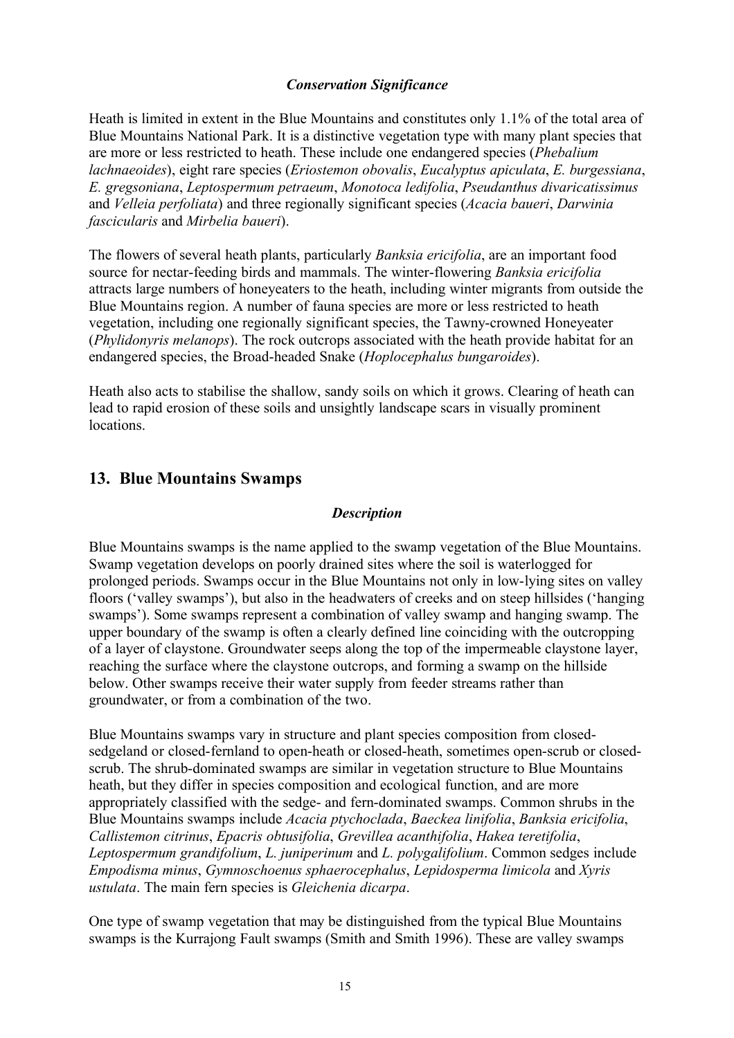### *Conservation Significance*

Heath is limited in extent in the Blue Mountains and constitutes only 1.1% of the total area of Blue Mountains National Park. It is a distinctive vegetation type with many plant species that are more or less restricted to heath. These include one endangered species (*Phebalium lachnaeoides*), eight rare species (*Eriostemon obovalis*, *Eucalyptus apiculata*, *E. burgessiana*, *E. gregsoniana*, *Leptospermum petraeum*, *Monotoca ledifolia*, *Pseudanthus divaricatissimus* and *Velleia perfoliata*) and three regionally significant species (*Acacia baueri*, *Darwinia fascicularis* and *Mirbelia baueri*).

The flowers of several heath plants, particularly *Banksia ericifolia*, are an important food source for nectar-feeding birds and mammals. The winter-flowering *Banksia ericifolia* attracts large numbers of honeyeaters to the heath, including winter migrants from outside the Blue Mountains region. A number of fauna species are more or less restricted to heath vegetation, including one regionally significant species, the Tawny-crowned Honeyeater (*Phylidonyris melanops*). The rock outcrops associated with the heath provide habitat for an endangered species, the Broad-headed Snake (*Hoplocephalus bungaroides*).

Heath also acts to stabilise the shallow, sandy soils on which it grows. Clearing of heath can lead to rapid erosion of these soils and unsightly landscape scars in visually prominent locations.

## 13. Blue Mountains Swamps

### *Description*

Blue Mountains swamps is the name applied to the swamp vegetation of the Blue Mountains. Swamp vegetation develops on poorly drained sites where the soil is waterlogged for prolonged periods. Swamps occur in the Blue Mountains not only in low-lying sites on valley floors ('valley swamps'), but also in the headwaters of creeks and on steep hillsides ('hanging swamps'). Some swamps represent a combination of valley swamp and hanging swamp. The upper boundary of the swamp is often a clearly defined line coinciding with the outcropping of a layer of claystone. Groundwater seeps along the top of the impermeable claystone layer, reaching the surface where the claystone outcrops, and forming a swamp on the hillside below. Other swamps receive their water supply from feeder streams rather than groundwater, or from a combination of the two.

Blue Mountains swamps vary in structure and plant species composition from closed-sedgeland or closed-fernland to open-heath or closed-heath, sometimes open-scrub or closed-scrub. The shrub-dominated swamps are similar in vegetation structure to Blue Mountains heath, but they differ in species composition and ecological function, and are more appropriately classified with the sedge- and fern-dominated swamps. Common shrubs in the Blue Mountains swamps include *Acacia ptychoclada*, *Baeckea linifolia*, *Banksia ericifolia*, *Callistemon citrinus*, *Epacris obtusifolia*, *Grevillea acanthifolia*, *Hakea teretifolia*, *Leptospermum grandifolium*, *L. juniperinum* and *L. polygalifolium*. Common sedges include *Empodisma minus*, *Gymnoschoenus sphaerocephalus*, *Lepidosperma limicola* and *Xyris ustulata*. The main fern species is *Gleichenia dicarpa*.

One type of swamp vegetation that may be distinguished from the typical Blue Mountains swamps is the Kurrajong Fault swamps (Smith and Smith 1996). These are valley swamps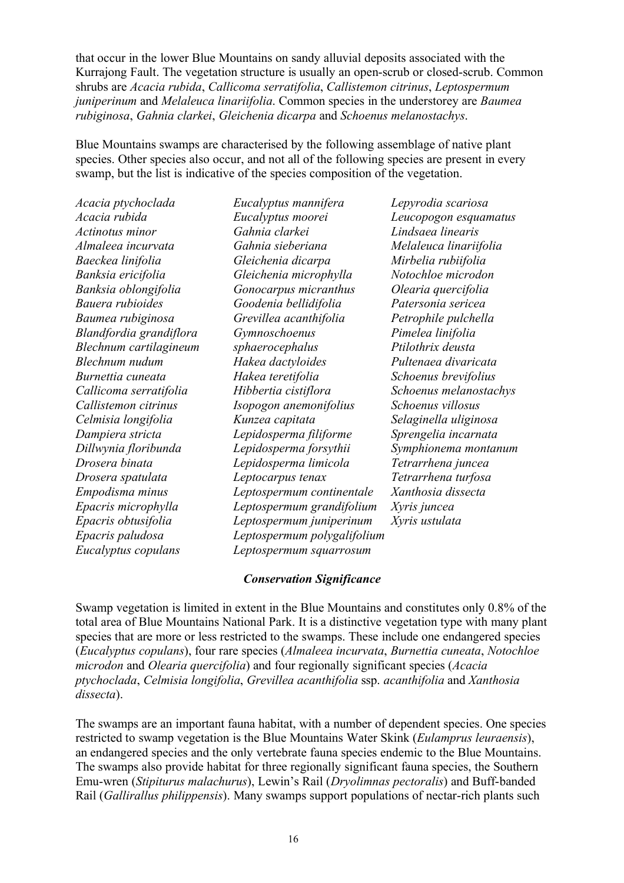that occur in the lower Blue Mountains on sandy alluvial deposits associated with the Kurrajong Fault. The vegetation structure is usually an open-scrub or closed-scrub. Common shrubs are *Acacia rubida*, *Callicoma serratifolia*, *Callistemon citrinus*, *Leptospermum juniperinum* and *Melaleuca linariifolia*. Common species in the understorey are *Baumea rubiginosa*, *Gahnia clarkei*, *Gleichenia dicarpa* and *Schoenus melanostachys*.

Blue Mountains swamps are characterised by the following assemblage of native plant species. Other species also occur, and not all of the following species are present in every swamp, but the list is indicative of the species composition of the vegetation.

*Acacia ptychoclada*
*Acacia rubida*
*Actinotus minor*
*Almaleea incurvata*
*Baeckea linifolia*
*Banksia ericifolia*
*Banksia oblongifolia*
*Bauera rubioides*
*Baumea rubiginosa*
*Blandfordia grandiflora*
*Blechnum cartilagineum*
*Blechnum nudum*
*Burnettia cuneata*
*Callicoma serratifolia*
*Callistemon citrinus*
*Celmisia longifolia*
*Dampiera stricta*
*Dillwynia floribunda*
*Drosera binata*
*Drosera spatulata*
*Empodisma minus*
*Epacris microphylla*
*Epacris obtusifolia*
*Epacris paludosa*
*Eucalyptus copulans*
*Eucalyptus mannifera*
*Eucalyptus moorei*
*Gahnia clarkei*
*Gahnia sieberiana*
*Gleichenia dicarpa*
*Gleichenia microphylla*
*Gonocarpus micranthus*
*Goodenia bellidifolia*
*Grevillea acanthifolia*
*Gymnoschoenus sphaerocephalus*
*Hakea dactyloides*
*Hakea teretifolia*
*Hibbertia cistiflora*
*Isopogon anemonifolius*
*Kunzea capitata*
*Lepidosperma filiforme*
*Lepidosperma forsythii*
*Lepidosperma limicola*
*Leptocarpus tenax*
*Leptospermum continentale*
*Leptospermum grandifolium*
*Leptospermum juniperinum*
*Leptospermum polygalifolium*
*Leptospermum squarrosum*
*Lepyrodia scariosa*
*Leucopogon esquamatus*
*Lindsaea linearis*
*Melaleuca linariifolia*
*Mirbelia rubiifolia*
*Notochloe microdon*
*Olearia quercifolia*
*Patersonia sericea*
*Petrophile pulchella*
*Pimelea linifolia*
*Ptilothrix deusta*
*Pultenaea divaricata*
*Schoenus brevifolius*
*Schoenus melanostachys*
*Schoenus villosus*
*Selaginella uliginosa*
*Sprengelia incarnata*
*Symphionema montanum*
*Tetrarrhena juncea*
*Tetrarrhena turfosa*
*Xanthosia dissecta*
*Xyris juncea*
*Xyris ustulata*

### *Conservation Significance*

Swamp vegetation is limited in extent in the Blue Mountains and constitutes only 0.8% of the total area of Blue Mountains National Park. It is a distinctive vegetation type with many plant species that are more or less restricted to the swamps. These include one endangered species (*Eucalyptus copulans*), four rare species (*Almaleea incurvata*, *Burnettia cuneata*, *Notochloe microdon* and *Olearia quercifolia*) and four regionally significant species (*Acacia ptychoclada*, *Celmisia longifolia*, *Grevillea acanthifolia* ssp. *acanthifolia* and *Xanthosia dissecta*).

The swamps are an important fauna habitat, with a number of dependent species. One species restricted to swamp vegetation is the Blue Mountains Water Skink (*Eulamprus leuraensis*), an endangered species and the only vertebrate fauna species endemic to the Blue Mountains. The swamps also provide habitat for three regionally significant fauna species, the Southern Emu-wren (*Stipiturus malachurus*), Lewin's Rail (*Dryolimnas pectoralis*) and Buff-banded Rail (*Gallirallus philippensis*). Many swamps support populations of nectar-rich plants such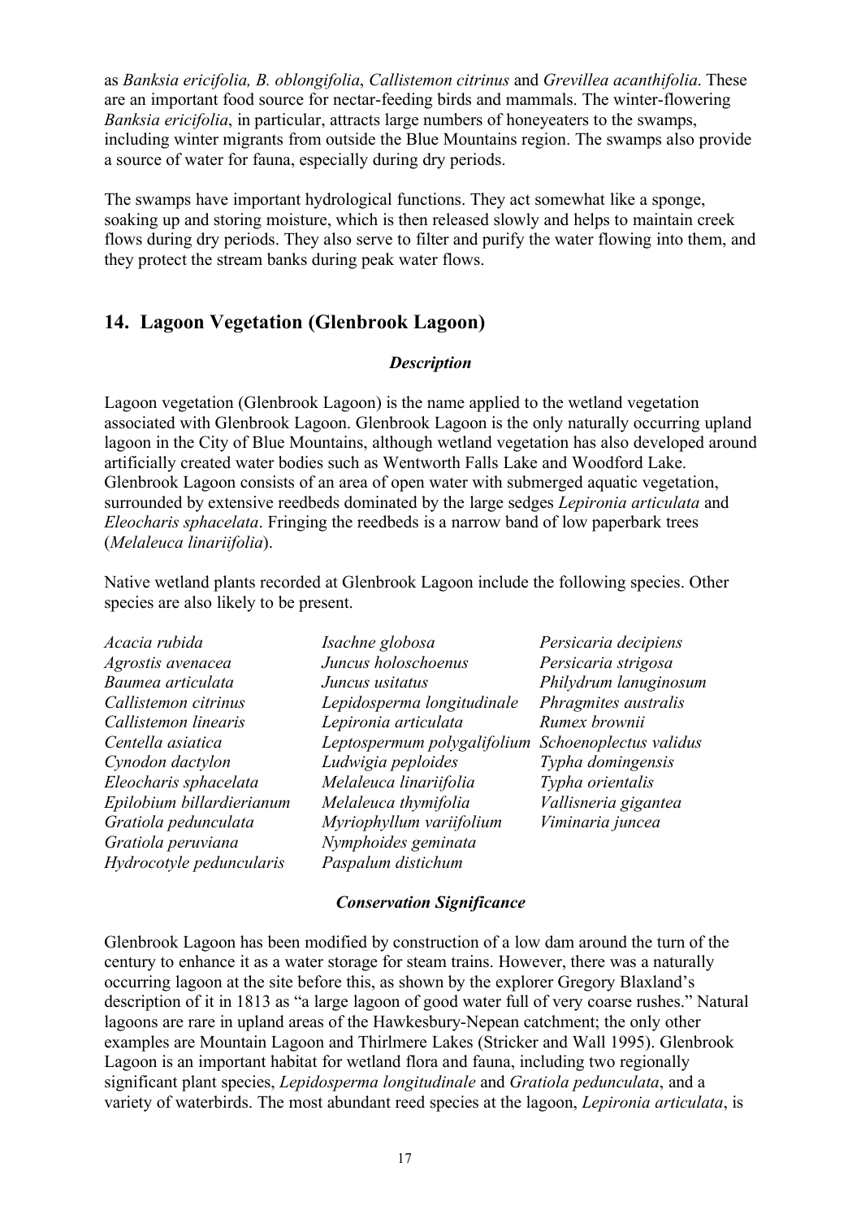as *Banksia ericifolia, B. oblongifolia*, *Callistemon citrinus* and *Grevillea acanthifolia*. These are an important food source for nectar-feeding birds and mammals. The winter-flowering *Banksia ericifolia*, in particular, attracts large numbers of honeyeaters to the swamps, including winter migrants from outside the Blue Mountains region. The swamps also provide a source of water for fauna, especially during dry periods.

The swamps have important hydrological functions. They act somewhat like a sponge, soaking up and storing moisture, which is then released slowly and helps to maintain creek flows during dry periods. They also serve to filter and purify the water flowing into them, and they protect the stream banks during peak water flows.

## 14. Lagoon Vegetation (Glenbrook Lagoon)

### *Description*

Lagoon vegetation (Glenbrook Lagoon) is the name applied to the wetland vegetation associated with Glenbrook Lagoon. Glenbrook Lagoon is the only naturally occurring upland lagoon in the City of Blue Mountains, although wetland vegetation has also developed around artificially created water bodies such as Wentworth Falls Lake and Woodford Lake. Glenbrook Lagoon consists of an area of open water with submerged aquatic vegetation, surrounded by extensive reedbeds dominated by the large sedges *Lepironia articulata* and *Eleocharis sphacelata*. Fringing the reedbeds is a narrow band of low paperbark trees (*Melaleuca linariifolia*).

Native wetland plants recorded at Glenbrook Lagoon include the following species. Other species are also likely to be present.

*Acacia rubida*
*Agrostis avenacea*
*Baumea articulata*
*Callistemon citrinus*
*Callistemon linearis*
*Centella asiatica*
*Cynodon dactylon*
*Eleocharis sphacelata*
*Epilobium billardierianum*
*Gratiola pedunculata*
*Gratiola peruviana*
*Hydrocotyle peduncularis*
*Isachne globosa*
*Juncus holoschoenus*
*Juncus usitatus*
*Lepidosperma longitudinale*
*Lepironia articulata*
*Leptospermum polygalifolium*
*Ludwigia peploides*
*Melaleuca linariifolia*
*Melaleuca thymifolia*
*Myriophyllum variifolium*
*Nymphoides geminata*
*Paspalum distichum*
*Persicaria decipiens*
*Persicaria strigosa*
*Philydrum lanuginosum*
*Phragmites australis*
*Rumex brownii*
*Schoenoplectus validus*
*Typha domingensis*
*Typha orientalis*
*Vallisneria gigantea*
*Viminaria juncea*

### *Conservation Significance*

Glenbrook Lagoon has been modified by construction of a low dam around the turn of the century to enhance it as a water storage for steam trains. However, there was a naturally occurring lagoon at the site before this, as shown by the explorer Gregory Blaxland's description of it in 1813 as "a large lagoon of good water full of very coarse rushes." Natural lagoons are rare in upland areas of the Hawkesbury-Nepean catchment; the only other examples are Mountain Lagoon and Thirlmere Lakes (Stricker and Wall 1995). Glenbrook Lagoon is an important habitat for wetland flora and fauna, including two regionally significant plant species, *Lepidosperma longitudinale* and *Gratiola pedunculata*, and a variety of waterbirds. The most abundant reed species at the lagoon, *Lepironia articulata*, is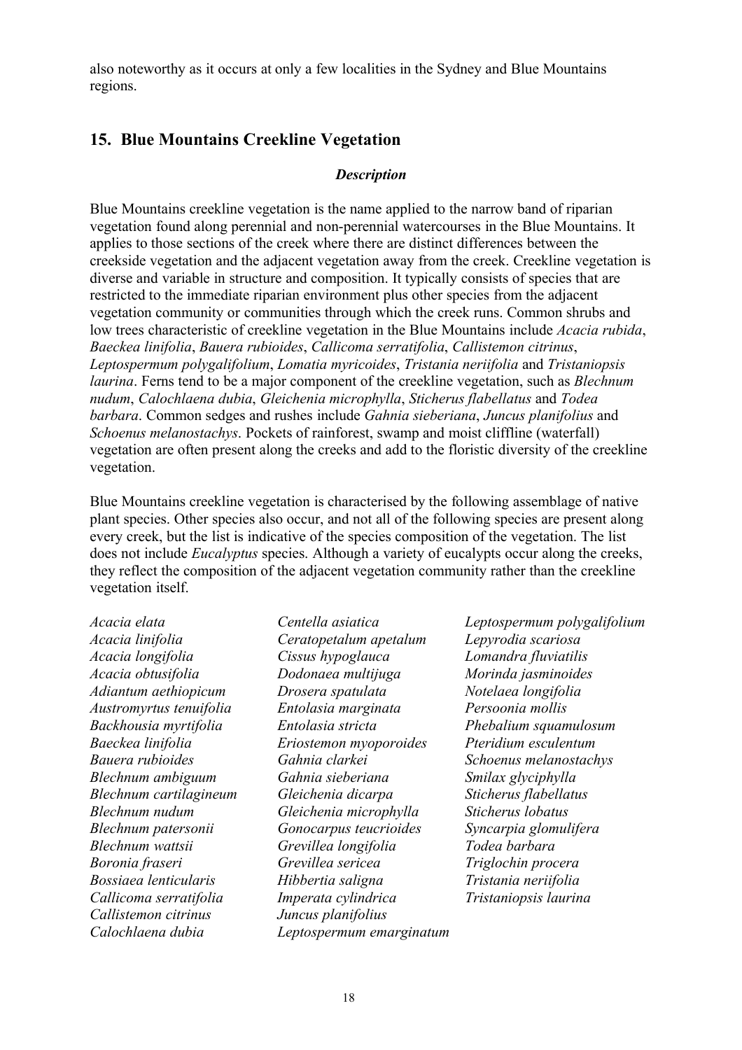also noteworthy as it occurs at only a few localities in the Sydney and Blue Mountains regions.

## 15. Blue Mountains Creekline Vegetation

### *Description*

Blue Mountains creekline vegetation is the name applied to the narrow band of riparian vegetation found along perennial and non-perennial watercourses in the Blue Mountains. It applies to those sections of the creek where there are distinct differences between the creekside vegetation and the adjacent vegetation away from the creek. Creekline vegetation is diverse and variable in structure and composition. It typically consists of species that are restricted to the immediate riparian environment plus other species from the adjacent vegetation community or communities through which the creek runs. Common shrubs and low trees characteristic of creekline vegetation in the Blue Mountains include *Acacia rubida*, *Baeckea linifolia*, *Bauera rubioides*, *Callicoma serratifolia*, *Callistemon citrinus*, *Leptospermum polygalifolium*, *Lomatia myricoides*, *Tristania neriifolia* and *Tristaniopsis laurina*. Ferns tend to be a major component of the creekline vegetation, such as *Blechnum nudum*, *Calochlaena dubia*, *Gleichenia microphylla*, *Sticherus flabellatus* and *Todea barbara*. Common sedges and rushes include *Gahnia sieberiana*, *Juncus planifolius* and *Schoenus melanostachys*. Pockets of rainforest, swamp and moist cliffline (waterfall) vegetation are often present along the creeks and add to the floristic diversity of the creekline vegetation.

Blue Mountains creekline vegetation is characterised by the following assemblage of native plant species. Other species also occur, and not all of the following species are present along every creek, but the list is indicative of the species composition of the vegetation. The list does not include *Eucalyptus* species. Although a variety of eucalypts occur along the creeks, they reflect the composition of the adjacent vegetation community rather than the creekline vegetation itself.

*Acacia elata*
*Acacia linifolia*
*Acacia longifolia*
*Acacia obtusifolia*
*Adiantum aethiopicum*
*Austromyrtus tenuifolia*
*Backhousia myrtifolia*
*Baeckea linifolia*
*Bauera rubioides*
*Blechnum ambiguum*
*Blechnum cartilagineum*
*Blechnum nudum*
*Blechnum patersonii*
*Blechnum wattsii*
*Boronia fraseri*
*Bossiaea lenticularis*
*Callicoma serratifolia*
*Callistemon citrinus*
*Calochlaena dubia*
*Centella asiatica*
*Ceratopetalum apetalum*
*Cissus hypoglauca*
*Dodonaea multijuga*
*Drosera spatulata*
*Entolasia marginata*
*Entolasia stricta*
*Eriostemon myoporoides*
*Gahnia clarkei*
*Gahnia sieberiana*
*Gleichenia dicarpa*
*Gleichenia microphylla*
*Gonocarpus teucrioides*
*Grevillea longifolia*
*Grevillea sericea*
*Hibbertia saligna*
*Imperata cylindrica*
*Juncus planifolius*
*Leptospermum emarginatum*
*Leptospermum polygalifolium*
*Lepyrodia scariosa*
*Lomandra fluviatilis*
*Morinda jasminoides*
*Notelaea longifolia*
*Persoonia mollis*
*Phebalium squamulosum*
*Pteridium esculentum*
*Schoenus melanostachys*
*Smilax glyciphylla*
*Sticherus flabellatus*
*Sticherus lobatus*
*Syncarpia glomulifera*
*Todea barbara*
*Triglochin procera*
*Tristania neriifolia*
*Tristaniopsis laurina*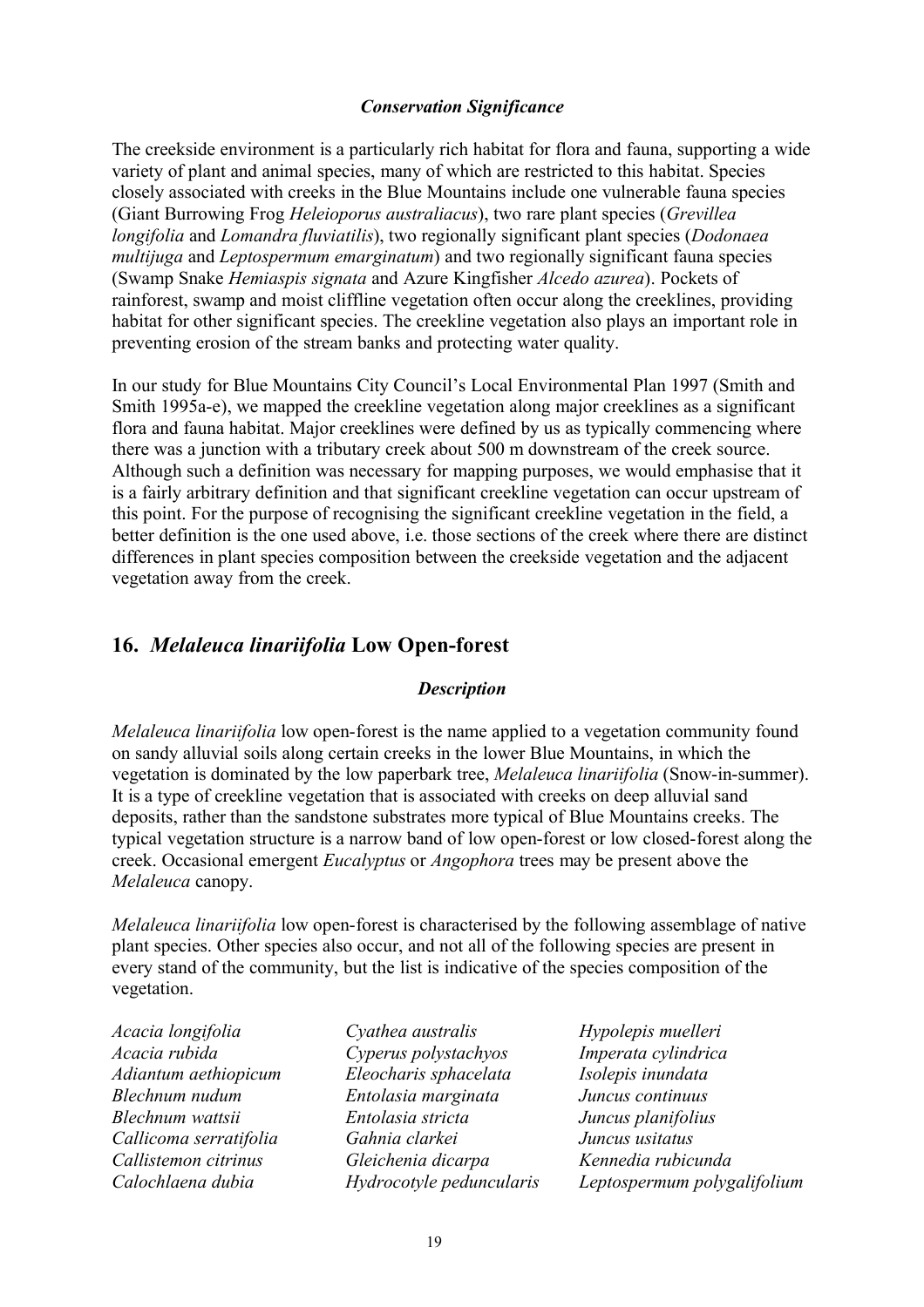### *Conservation Significance*

The creekside environment is a particularly rich habitat for flora and fauna, supporting a wide variety of plant and animal species, many of which are restricted to this habitat. Species closely associated with creeks in the Blue Mountains include one vulnerable fauna species (Giant Burrowing Frog *Heleioporus australiacus*), two rare plant species (*Grevillea longifolia* and *Lomandra fluviatilis*), two regionally significant plant species (*Dodonaea multijuga* and *Leptospermum emarginatum*) and two regionally significant fauna species (Swamp Snake *Hemiaspis signata* and Azure Kingfisher *Alcedo azurea*). Pockets of rainforest, swamp and moist cliffline vegetation often occur along the creeklines, providing habitat for other significant species. The creekline vegetation also plays an important role in preventing erosion of the stream banks and protecting water quality.

In our study for Blue Mountains City Council's Local Environmental Plan 1997 (Smith and Smith 1995a-e), we mapped the creekline vegetation along major creeklines as a significant flora and fauna habitat. Major creeklines were defined by us as typically commencing where there was a junction with a tributary creek about 500 m downstream of the creek source. Although such a definition was necessary for mapping purposes, we would emphasise that it is a fairly arbitrary definition and that significant creekline vegetation can occur upstream of this point. For the purpose of recognising the significant creekline vegetation in the field, a better definition is the one used above, i.e. those sections of the creek where there are distinct differences in plant species composition between the creekside vegetation and the adjacent vegetation away from the creek.

## 16. *Melaleuca linariifolia* Low Open-forest

### *Description*

*Melaleuca linariifolia* low open-forest is the name applied to a vegetation community found on sandy alluvial soils along certain creeks in the lower Blue Mountains, in which the vegetation is dominated by the low paperbark tree, *Melaleuca linariifolia* (Snow-in-summer). It is a type of creekline vegetation that is associated with creeks on deep alluvial sand deposits, rather than the sandstone substrates more typical of Blue Mountains creeks. The typical vegetation structure is a narrow band of low open-forest or low closed-forest along the creek. Occasional emergent *Eucalyptus* or *Angophora* trees may be present above the *Melaleuca* canopy.

*Melaleuca linariifolia* low open-forest is characterised by the following assemblage of native plant species. Other species also occur, and not all of the following species are present in every stand of the community, but the list is indicative of the species composition of the vegetation.

*Acacia longifolia*
*Acacia rubida*
*Adiantum aethiopicum*
*Blechnum nudum*
*Blechnum wattsii*
*Callicoma serratifolia*
*Callistemon citrinus*
*Calochlaena dubia*
*Cyathea australis*
*Cyperus polystachyos*
*Eleocharis sphacelata*
*Entolasia marginata*
*Entolasia stricta*
*Gahnia clarkei*
*Gleichenia dicarpa*
*Hydrocotyle peduncularis*
*Hypolepis muelleri*
*Imperata cylindrica*
*Isolepis inundata*
*Juncus continuus*
*Juncus planifolius*
*Juncus usitatus*
*Kennedia rubicunda*
*Leptospermum polygalifolium*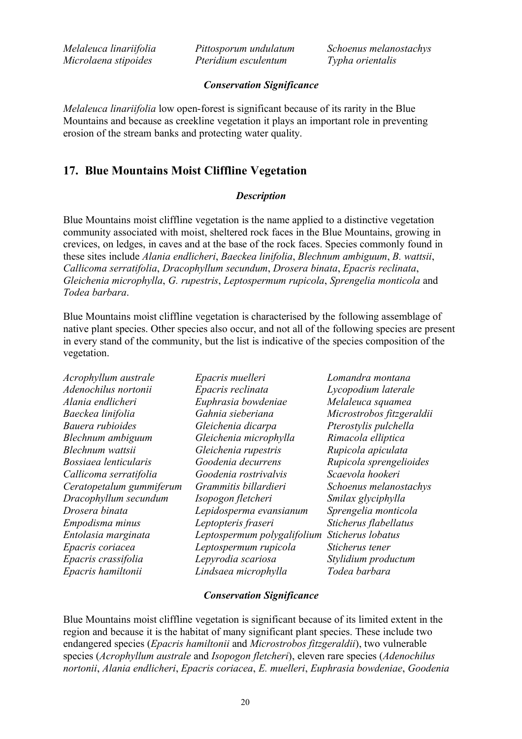| | | |
|---|---|---|
| *Melaleuca linariifolia* | *Pittosporum undulatum* | *Schoenus melanostachys* |
| *Microlaena stipoides* | *Pteridium esculentum* | *Typha orientalis* |

### *Conservation Significance*

*Melaleuca linariifolia* low open-forest is significant because of its rarity in the Blue Mountains and because as creekline vegetation it plays an important role in preventing erosion of the stream banks and protecting water quality.

## 17. Blue Mountains Moist Cliffline Vegetation

### *Description*

Blue Mountains moist cliffline vegetation is the name applied to a distinctive vegetation community associated with moist, sheltered rock faces in the Blue Mountains, growing in crevices, on ledges, in caves and at the base of the rock faces. Species commonly found in these sites include *Alania endlicheri*, *Baeckea linifolia*, *Blechnum ambiguum*, *B. wattsii*, *Callicoma serratifolia*, *Dracophyllum secundum*, *Drosera binata*, *Epacris reclinata*, *Gleichenia microphylla*, *G. rupestris*, *Leptospermum rupicola*, *Sprengelia monticola* and *Todea barbara*.

Blue Mountains moist cliffline vegetation is characterised by the following assemblage of native plant species. Other species also occur, and not all of the following species are present in every stand of the community, but the list is indicative of the species composition of the vegetation.

| | | |
|---|---|---|
| *Acrophyllum australe* | *Epacris muelleri* | *Lomandra montana* |
| *Adenochilus nortonii* | *Epacris reclinata* | *Lycopodium laterale* |
| *Alania endlicheri* | *Euphrasia bowdeniae* | *Melaleuca squamea* |
| *Baeckea linifolia* | *Gahnia sieberiana* | *Microstrobos fitzgeraldii* |
| *Bauera rubioides* | *Gleichenia dicarpa* | *Pterostylis pulchella* |
| *Blechnum ambiguum* | *Gleichenia microphylla* | *Rimacola elliptica* |
| *Blechnum wattsii* | *Gleichenia rupestris* | *Rupicola apiculata* |
| *Bossiaea lenticularis* | *Goodenia decurrens* | *Rupicola sprengelioides* |
| *Callicoma serratifolia* | *Goodenia rostrivalvis* | *Scaevola hookeri* |
| *Ceratopetalum gummiferum* | *Grammitis billardieri* | *Schoenus melanostachys* |
| *Dracophyllum secundum* | *Isopogon fletcheri* | *Smilax glyciphylla* |
| *Drosera binata* | *Lepidosperma evansianum* | *Sprengelia monticola* |
| *Empodisma minus* | *Leptopteris fraseri* | *Sticherus flabellatus* |
| *Entolasia marginata* | *Leptospermum polygalifolium* | *Sticherus lobatus* |
| *Epacris coriacea* | *Leptospermum rupicola* | *Sticherus tener* |
| *Epacris crassifolia* | *Lepyrodia scariosa* | *Stylidium productum* |
| *Epacris hamiltonii* | *Lindsaea microphylla* | *Todea barbara* |

### *Conservation Significance*

Blue Mountains moist cliffline vegetation is significant because of its limited extent in the region and because it is the habitat of many significant plant species. These include two endangered species (*Epacris hamiltonii* and *Microstrobos fitzgeraldii*), two vulnerable species (*Acrophyllum australe* and *Isopogon fletcheri*), eleven rare species (*Adenochilus nortonii*, *Alania endlicheri*, *Epacris coriacea*, *E. muelleri*, *Euphrasia bowdeniae*, *Goodenia*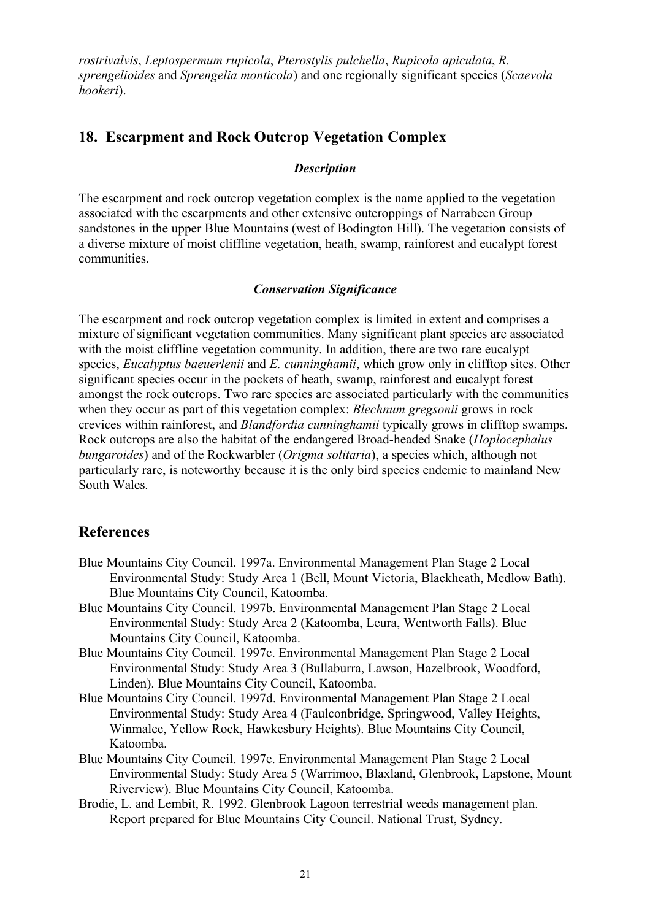*rostrivalvis*, *Leptospermum rupicola*, *Pterostylis pulchella*, *Rupicola apiculata*, *R. sprengelioides* and *Sprengelia monticola*) and one regionally significant species (*Scaevola hookeri*).

## 18. Escarpment and Rock Outcrop Vegetation Complex

### *Description*

The escarpment and rock outcrop vegetation complex is the name applied to the vegetation associated with the escarpments and other extensive outcroppings of Narrabeen Group sandstones in the upper Blue Mountains (west of Bodington Hill). The vegetation consists of a diverse mixture of moist cliffline vegetation, heath, swamp, rainforest and eucalypt forest communities.

### *Conservation Significance*

The escarpment and rock outcrop vegetation complex is limited in extent and comprises a mixture of significant vegetation communities. Many significant plant species are associated with the moist cliffline vegetation community. In addition, there are two rare eucalypt species, *Eucalyptus baeuerlenii* and *E. cunninghamii*, which grow only in clifftop sites. Other significant species occur in the pockets of heath, swamp, rainforest and eucalypt forest amongst the rock outcrops. Two rare species are associated particularly with the communities when they occur as part of this vegetation complex: *Blechnum gregsonii* grows in rock crevices within rainforest, and *Blandfordia cunninghamii* typically grows in clifftop swamps. Rock outcrops are also the habitat of the endangered Broad-headed Snake (*Hoplocephalus bungaroides*) and of the Rockwarbler (*Origma solitaria*), a species which, although not particularly rare, is noteworthy because it is the only bird species endemic to mainland New South Wales.

## References

Blue Mountains City Council. 1997a. Environmental Management Plan Stage 2 Local Environmental Study: Study Area 1 (Bell, Mount Victoria, Blackheath, Medlow Bath). Blue Mountains City Council, Katoomba.

Blue Mountains City Council. 1997b. Environmental Management Plan Stage 2 Local Environmental Study: Study Area 2 (Katoomba, Leura, Wentworth Falls). Blue Mountains City Council, Katoomba.

Blue Mountains City Council. 1997c. Environmental Management Plan Stage 2 Local Environmental Study: Study Area 3 (Bullaburra, Lawson, Hazelbrook, Woodford, Linden). Blue Mountains City Council, Katoomba.

Blue Mountains City Council. 1997d. Environmental Management Plan Stage 2 Local Environmental Study: Study Area 4 (Faulconbridge, Springwood, Valley Heights, Winmalee, Yellow Rock, Hawkesbury Heights). Blue Mountains City Council, Katoomba.

Blue Mountains City Council. 1997e. Environmental Management Plan Stage 2 Local Environmental Study: Study Area 5 (Warrimoo, Blaxland, Glenbrook, Lapstone, Mount Riverview). Blue Mountains City Council, Katoomba.

Brodie, L. and Lembit, R. 1992. Glenbrook Lagoon terrestrial weeds management plan. Report prepared for Blue Mountains City Council. National Trust, Sydney.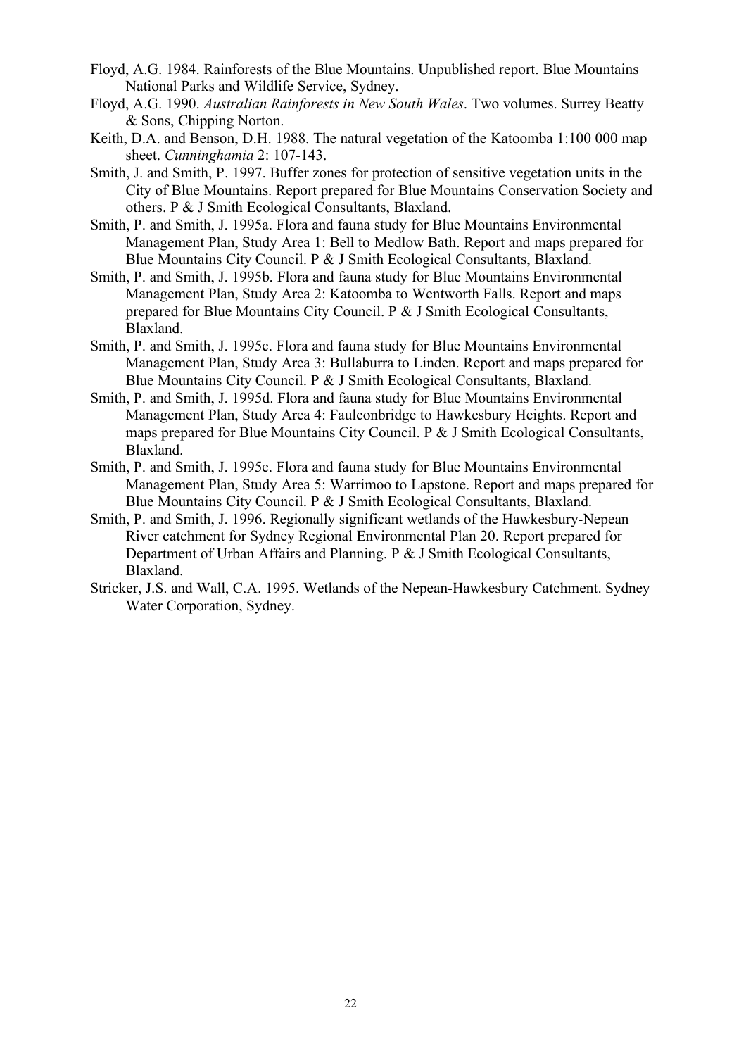Floyd, A.G. 1984. Rainforests of the Blue Mountains. Unpublished report. Blue Mountains National Parks and Wildlife Service, Sydney.

Floyd, A.G. 1990. *Australian Rainforests in New South Wales*. Two volumes. Surrey Beatty & Sons, Chipping Norton.

Keith, D.A. and Benson, D.H. 1988. The natural vegetation of the Katoomba 1:100 000 map sheet. *Cunninghamia* 2: 107-143.

Smith, J. and Smith, P. 1997. Buffer zones for protection of sensitive vegetation units in the City of Blue Mountains. Report prepared for Blue Mountains Conservation Society and others. P & J Smith Ecological Consultants, Blaxland.

Smith, P. and Smith, J. 1995a. Flora and fauna study for Blue Mountains Environmental Management Plan, Study Area 1: Bell to Medlow Bath. Report and maps prepared for Blue Mountains City Council. P & J Smith Ecological Consultants, Blaxland.

Smith, P. and Smith, J. 1995b. Flora and fauna study for Blue Mountains Environmental Management Plan, Study Area 2: Katoomba to Wentworth Falls. Report and maps prepared for Blue Mountains City Council. P & J Smith Ecological Consultants, Blaxland.

Smith, P. and Smith, J. 1995c. Flora and fauna study for Blue Mountains Environmental Management Plan, Study Area 3: Bullaburra to Linden. Report and maps prepared for Blue Mountains City Council. P & J Smith Ecological Consultants, Blaxland.

Smith, P. and Smith, J. 1995d. Flora and fauna study for Blue Mountains Environmental Management Plan, Study Area 4: Faulconbridge to Hawkesbury Heights. Report and maps prepared for Blue Mountains City Council. P & J Smith Ecological Consultants, Blaxland.

Smith, P. and Smith, J. 1995e. Flora and fauna study for Blue Mountains Environmental Management Plan, Study Area 5: Warrimoo to Lapstone. Report and maps prepared for Blue Mountains City Council. P & J Smith Ecological Consultants, Blaxland.

Smith, P. and Smith, J. 1996. Regionally significant wetlands of the Hawkesbury-Nepean River catchment for Sydney Regional Environmental Plan 20. Report prepared for Department of Urban Affairs and Planning. P & J Smith Ecological Consultants, Blaxland.

Stricker, J.S. and Wall, C.A. 1995. Wetlands of the Nepean-Hawkesbury Catchment. Sydney Water Corporation, Sydney.